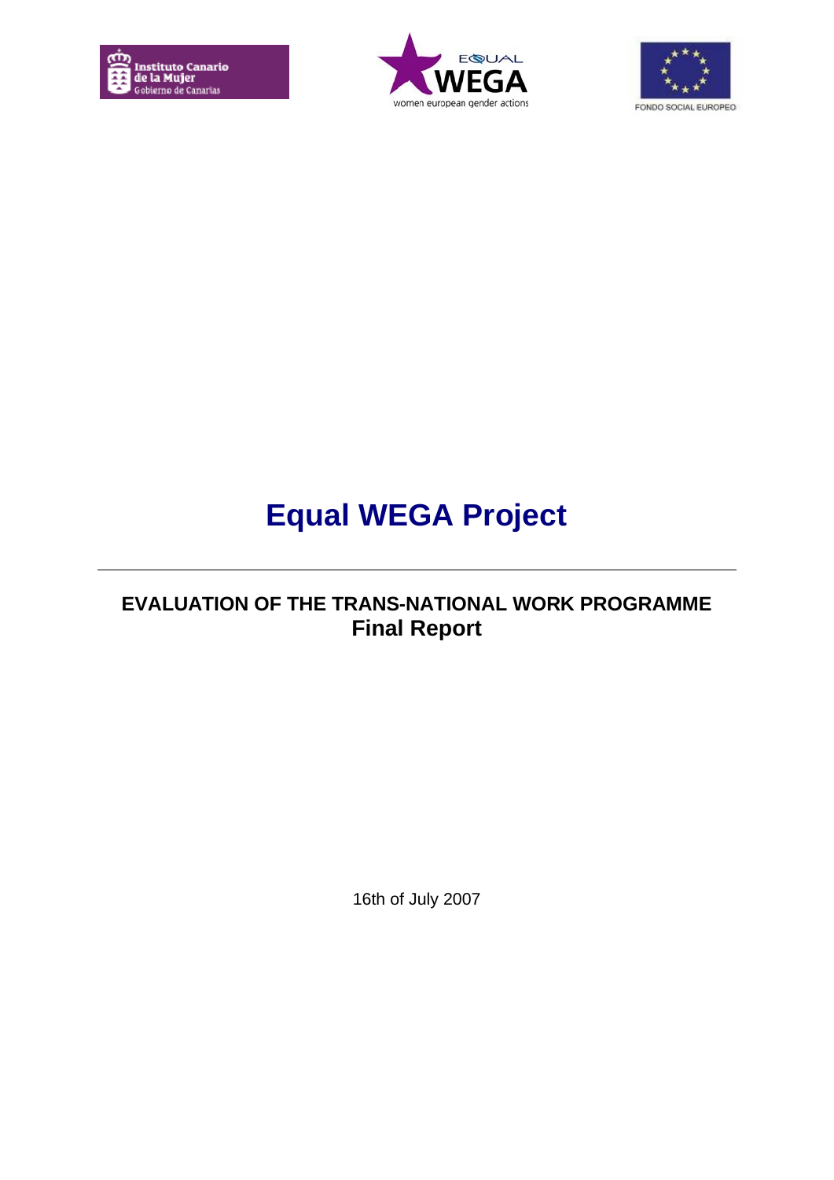# Equal WEGA Project

---

## EVALUATION OF THE TRANS-NATIONAL WORK PROGRAMME
## Final Report

16th of July 2007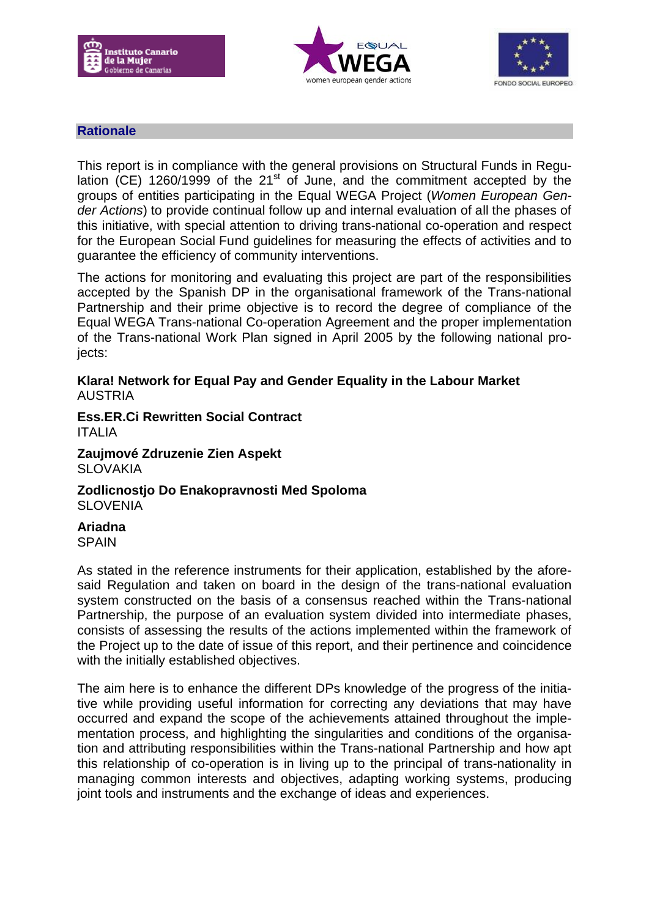## Rationale

This report is in compliance with the general provisions on Structural Funds in Regulation (CE) 1260/1999 of the 21st of June, and the commitment accepted by the groups of entities participating in the Equal WEGA Project (*Women European Gender Actions*) to provide continual follow up and internal evaluation of all the phases of this initiative, with special attention to driving trans-national co-operation and respect for the European Social Fund guidelines for measuring the effects of activities and to guarantee the efficiency of community interventions.

The actions for monitoring and evaluating this project are part of the responsibilities accepted by the Spanish DP in the organisational framework of the Trans-national Partnership and their prime objective is to record the degree of compliance of the Equal WEGA Trans-national Co-operation Agreement and the proper implementation of the Trans-national Work Plan signed in April 2005 by the following national projects:

**Klara! Network for Equal Pay and Gender Equality in the Labour Market**
AUSTRIA

**Ess.ER.Ci Rewritten Social Contract**
ITALIA

**Zaujmové Zdruzenie Zien Aspekt**
SLOVAKIA

**Zodlicnostjo Do Enakopravnosti Med Spoloma**
SLOVENIA

**Ariadna**
SPAIN

As stated in the reference instruments for their application, established by the aforesaid Regulation and taken on board in the design of the trans-national evaluation system constructed on the basis of a consensus reached within the Trans-national Partnership, the purpose of an evaluation system divided into intermediate phases, consists of assessing the results of the actions implemented within the framework of the Project up to the date of issue of this report, and their pertinence and coincidence with the initially established objectives.

The aim here is to enhance the different DPs knowledge of the progress of the initiative while providing useful information for correcting any deviations that may have occurred and expand the scope of the achievements attained throughout the implementation process, and highlighting the singularities and conditions of the organisation and attributing responsibilities within the Trans-national Partnership and how apt this relationship of co-operation is in living up to the principal of trans-nationality in managing common interests and objectives, adapting working systems, producing joint tools and instruments and the exchange of ideas and experiences.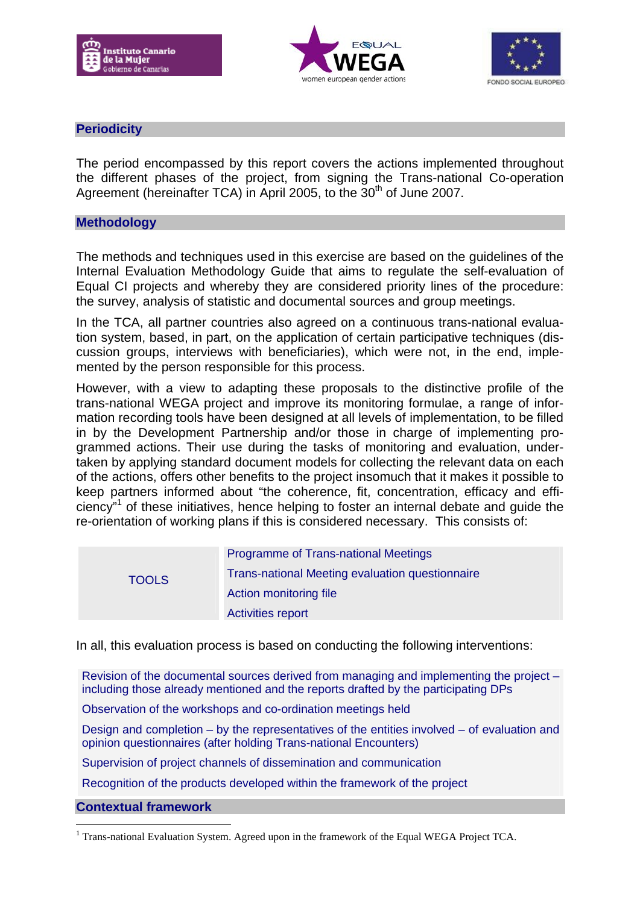## Periodicity

The period encompassed by this report covers the actions implemented throughout the different phases of the project, from signing the Trans-national Co-operation Agreement (hereinafter TCA) in April 2005, to the 30th of June 2007.

## Methodology

The methods and techniques used in this exercise are based on the guidelines of the Internal Evaluation Methodology Guide that aims to regulate the self-evaluation of Equal CI projects and whereby they are considered priority lines of the procedure: the survey, analysis of statistic and documental sources and group meetings.

In the TCA, all partner countries also agreed on a continuous trans-national evaluation system, based, in part, on the application of certain participative techniques (discussion groups, interviews with beneficiaries), which were not, in the end, implemented by the person responsible for this process.

However, with a view to adapting these proposals to the distinctive profile of the trans-national WEGA project and improve its monitoring formulae, a range of information recording tools have been designed at all levels of implementation, to be filled in by the Development Partnership and/or those in charge of implementing programmed actions. Their use during the tasks of monitoring and evaluation, undertaken by applying standard document models for collecting the relevant data on each of the actions, offers other benefits to the project insomuch that it makes it possible to keep partners informed about "the coherence, fit, concentration, efficacy and efficiency"[1] of these initiatives, hence helping to foster an internal debate and guide the re-orientation of working plans if this is considered necessary. This consists of:

| TOOLS | |
|---|---|
| | Programme of Trans-national Meetings |
| | Trans-national Meeting evaluation questionnaire |
| | Action monitoring file |
| | Activities report |

In all, this evaluation process is based on conducting the following interventions:

- Revision of the documental sources derived from managing and implementing the project – including those already mentioned and the reports drafted by the participating DPs
- Observation of the workshops and co-ordination meetings held
- Design and completion – by the representatives of the entities involved – of evaluation and opinion questionnaires (after holding Trans-national Encounters)
- Supervision of project channels of dissemination and communication
- Recognition of the products developed within the framework of the project

## Contextual framework

[1] Trans-national Evaluation System. Agreed upon in the framework of the Equal WEGA Project TCA.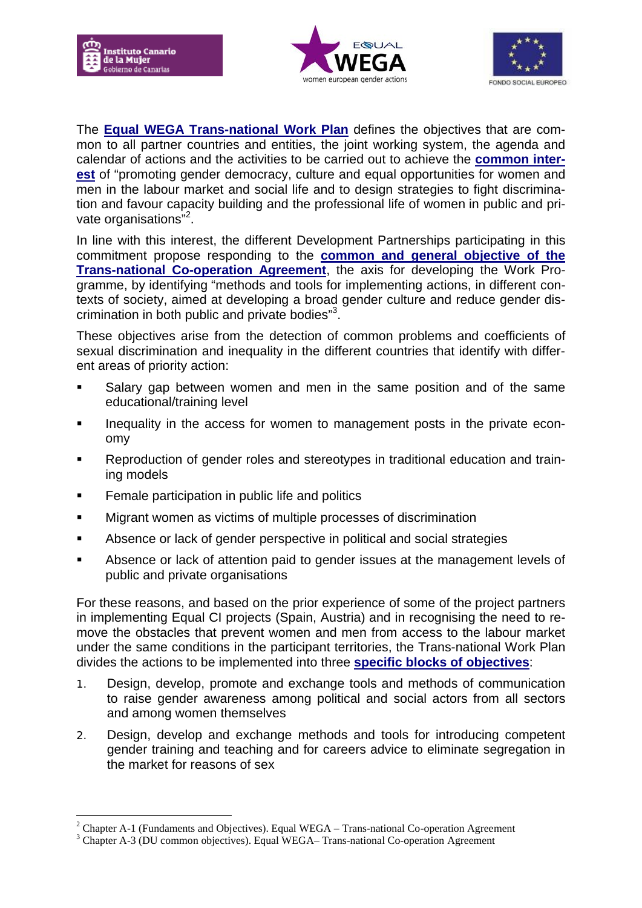The **Equal WEGA Trans-national Work Plan** defines the objectives that are common to all partner countries and entities, the joint working system, the agenda and calendar of actions and the activities to be carried out to achieve the **common interest** of "promoting gender democracy, culture and equal opportunities for women and men in the labour market and social life and to design strategies to fight discrimination and favour capacity building and the professional life of women in public and private organisations"[2].

In line with this interest, the different Development Partnerships participating in this commitment propose responding to the **common and general objective of the Trans-national Co-operation Agreement**, the axis for developing the Work Programme, by identifying "methods and tools for implementing actions, in different contexts of society, aimed at developing a broad gender culture and reduce gender discrimination in both public and private bodies"[3].

These objectives arise from the detection of common problems and coefficients of sexual discrimination and inequality in the different countries that identify with different areas of priority action:

- Salary gap between women and men in the same position and of the same educational/training level
- Inequality in the access for women to management posts in the private economy
- Reproduction of gender roles and stereotypes in traditional education and training models
- Female participation in public life and politics
- Migrant women as victims of multiple processes of discrimination
- Absence or lack of gender perspective in political and social strategies
- Absence or lack of attention paid to gender issues at the management levels of public and private organisations

For these reasons, and based on the prior experience of some of the project partners in implementing Equal CI projects (Spain, Austria) and in recognising the need to remove the obstacles that prevent women and men from access to the labour market under the same conditions in the participant territories, the Trans-national Work Plan divides the actions to be implemented into three **specific blocks of objectives**:

1. Design, develop, promote and exchange tools and methods of communication to raise gender awareness among political and social actors from all sectors and among women themselves
2. Design, develop and exchange methods and tools for introducing competent gender training and teaching and for careers advice to eliminate segregation in the market for reasons of sex

---

[2] Chapter A-1 (Fundaments and Objectives). Equal WEGA – Trans-national Co-operation Agreement

[3] Chapter A-3 (DU common objectives). Equal WEGA– Trans-national Co-operation Agreement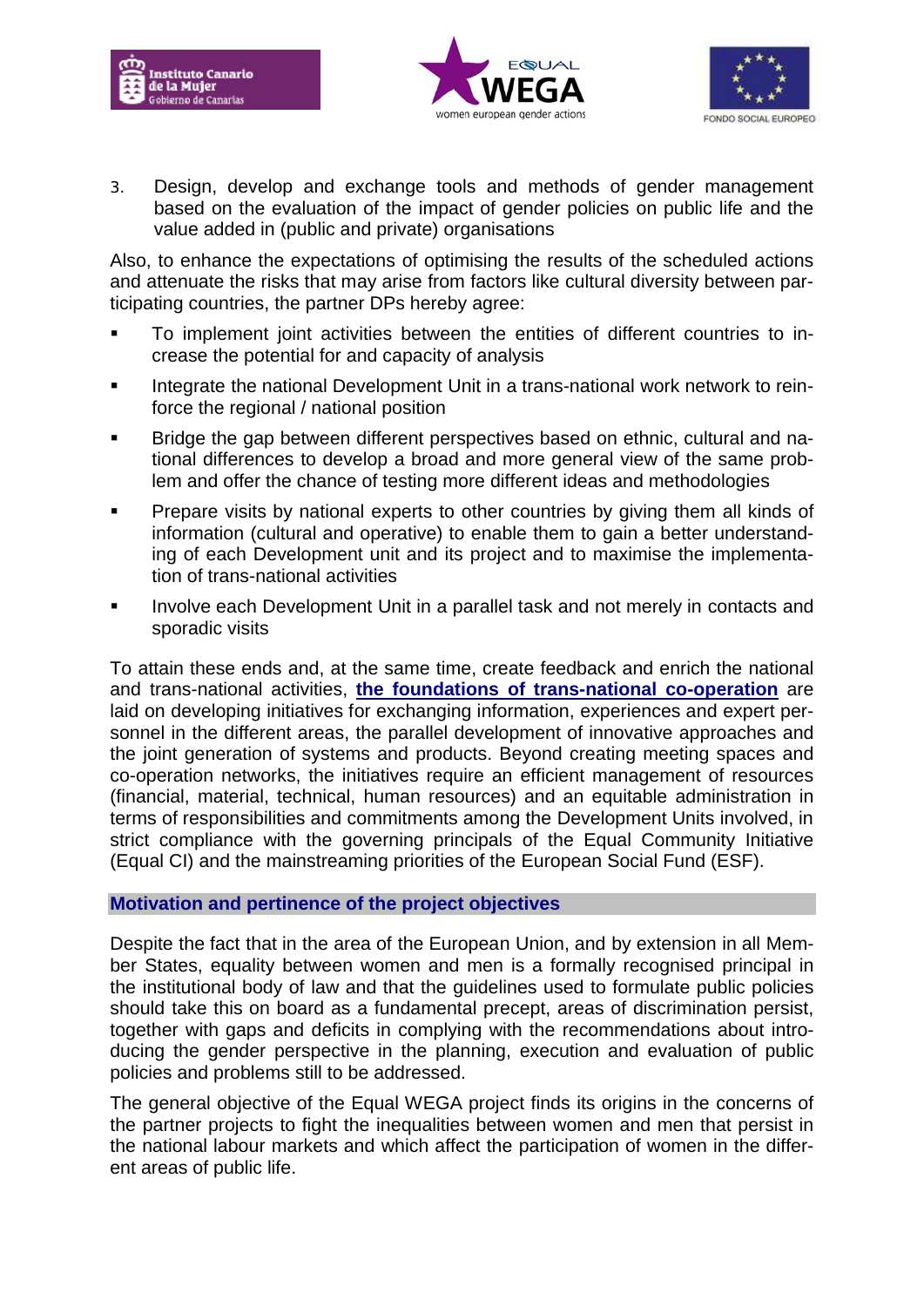3. Design, develop and exchange tools and methods of gender management based on the evaluation of the impact of gender policies on public life and the value added in (public and private) organisations

Also, to enhance the expectations of optimising the results of the scheduled actions and attenuate the risks that may arise from factors like cultural diversity between participating countries, the partner DPs hereby agree:

- To implement joint activities between the entities of different countries to increase the potential for and capacity of analysis
- Integrate the national Development Unit in a trans-national work network to reinforce the regional / national position
- Bridge the gap between different perspectives based on ethnic, cultural and national differences to develop a broad and more general view of the same problem and offer the chance of testing more different ideas and methodologies
- Prepare visits by national experts to other countries by giving them all kinds of information (cultural and operative) to enable them to gain a better understanding of each Development unit and its project and to maximise the implementation of trans-national activities
- Involve each Development Unit in a parallel task and not merely in contacts and sporadic visits

To attain these ends and, at the same time, create feedback and enrich the national and trans-national activities, **the foundations of trans-national co-operation** are laid on developing initiatives for exchanging information, experiences and expert personnel in the different areas, the parallel development of innovative approaches and the joint generation of systems and products. Beyond creating meeting spaces and co-operation networks, the initiatives require an efficient management of resources (financial, material, technical, human resources) and an equitable administration in terms of responsibilities and commitments among the Development Units involved, in strict compliance with the governing principals of the Equal Community Initiative (Equal CI) and the mainstreaming priorities of the European Social Fund (ESF).

## Motivation and pertinence of the project objectives

Despite the fact that in the area of the European Union, and by extension in all Member States, equality between women and men is a formally recognised principal in the institutional body of law and that the guidelines used to formulate public policies should take this on board as a fundamental precept, areas of discrimination persist, together with gaps and deficits in complying with the recommendations about introducing the gender perspective in the planning, execution and evaluation of public policies and problems still to be addressed.

The general objective of the Equal WEGA project finds its origins in the concerns of the partner projects to fight the inequalities between women and men that persist in the national labour markets and which affect the participation of women in the different areas of public life.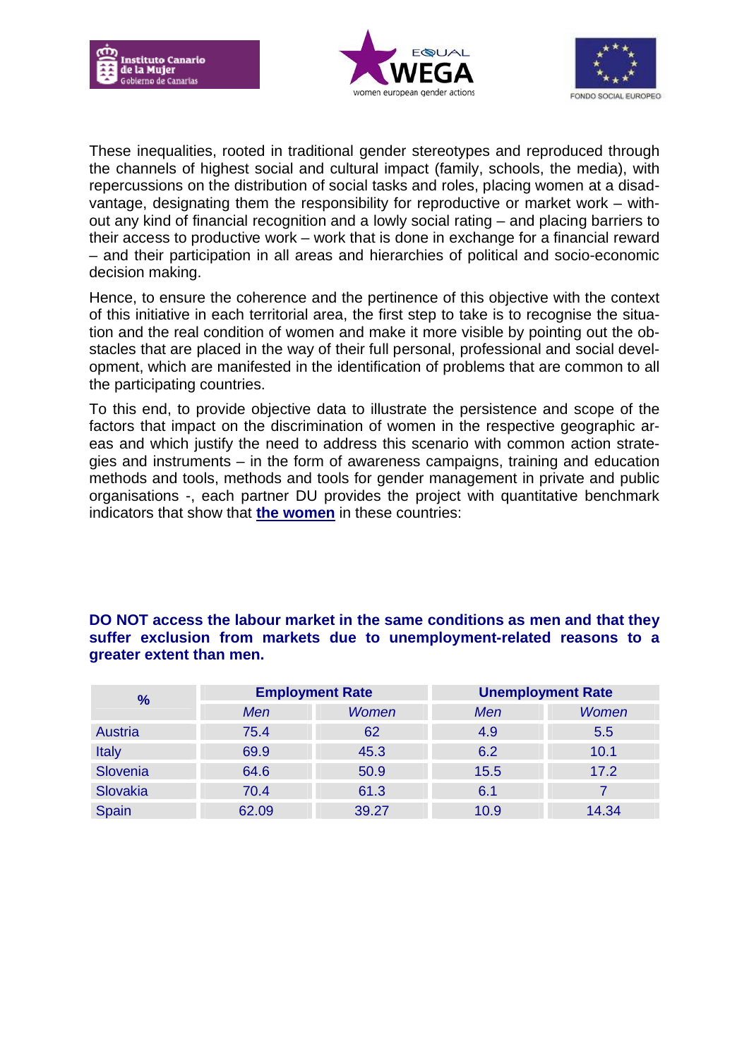These inequalities, rooted in traditional gender stereotypes and reproduced through the channels of highest social and cultural impact (family, schools, the media), with repercussions on the distribution of social tasks and roles, placing women at a disadvantage, designating them the responsibility for reproductive or market work – without any kind of financial recognition and a lowly social rating – and placing barriers to their access to productive work – work that is done in exchange for a financial reward – and their participation in all areas and hierarchies of political and socio-economic decision making.

Hence, to ensure the coherence and the pertinence of this objective with the context of this initiative in each territorial area, the first step to take is to recognise the situation and the real condition of women and make it more visible by pointing out the obstacles that are placed in the way of their full personal, professional and social development, which are manifested in the identification of problems that are common to all the participating countries.

To this end, to provide objective data to illustrate the persistence and scope of the factors that impact on the discrimination of women in the respective geographic areas and which justify the need to address this scenario with common action strategies and instruments – in the form of awareness campaigns, training and education methods and tools, methods and tools for gender management in private and public organisations -, each partner DU provides the project with quantitative benchmark indicators that show that **the women** in these countries:

**DO NOT access the labour market in the same conditions as men and that they suffer exclusion from markets due to unemployment-related reasons to a greater extent than men.**

| % | Employment Rate | | Unemployment Rate | |
|---|---|---|---|---|
| | *Men* | *Women* | *Men* | *Women* |
| Austria | 75.4 | 62 | 4.9 | 5.5 |
| Italy | 69.9 | 45.3 | 6.2 | 10.1 |
| Slovenia | 64.6 | 50.9 | 15.5 | 17.2 |
| Slovakia | 70.4 | 61.3 | 6.1 | 7 |
| Spain | 62.09 | 39.27 | 10.9 | 14.34 |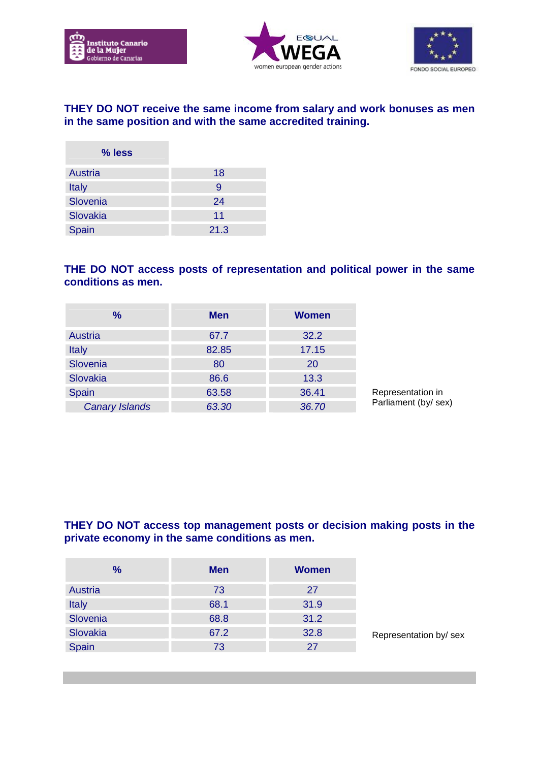**THEY DO NOT receive the same income from salary and work bonuses as men in the same position and with the same accredited training.**

| % less | |
|---|---|
| Austria | 18 |
| Italy | 9 |
| Slovenia | 24 |
| Slovakia | 11 |
| Spain | 21.3 |

**THE DO NOT access posts of representation and political power in the same conditions as men.**

| % | Men | Women |
|---|---|---|
| Austria | 67.7 | 32.2 |
| Italy | 82.85 | 17.15 |
| Slovenia | 80 | 20 |
| Slovakia | 86.6 | 13.3 |
| Spain | 63.58 | 36.41 |
| *Canary Islands* | *63.30* | *36.70* |

Representation in Parliament (by/ sex)

**THEY DO NOT access top management posts or decision making posts in the private economy in the same conditions as men.**

| % | Men | Women |
|---|---|---|
| Austria | 73 | 27 |
| Italy | 68.1 | 31.9 |
| Slovenia | 68.8 | 31.2 |
| Slovakia | 67.2 | 32.8 |
| Spain | 73 | 27 |

Representation by/ sex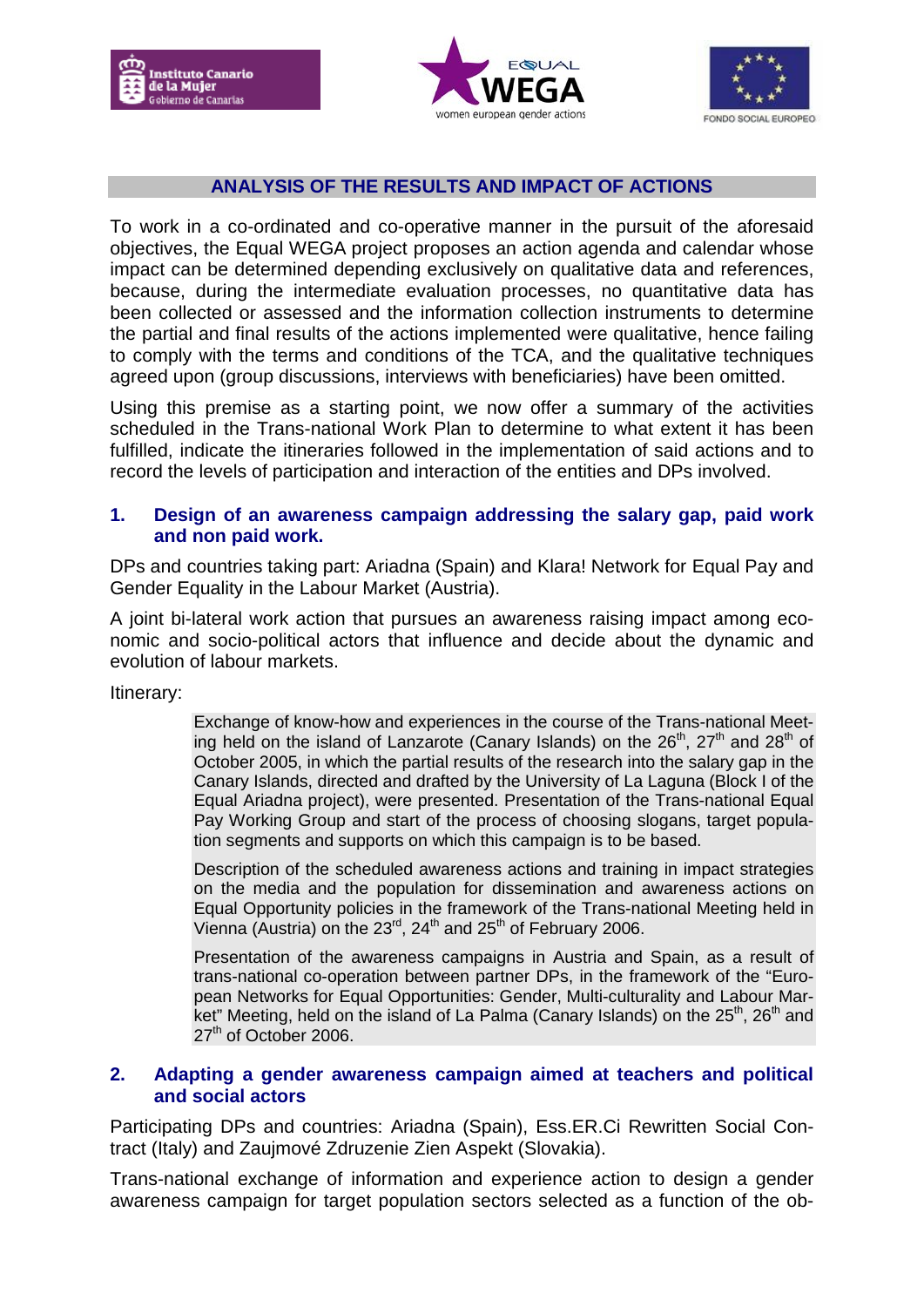## ANALYSIS OF THE RESULTS AND IMPACT OF ACTIONS

To work in a co-ordinated and co-operative manner in the pursuit of the aforesaid objectives, the Equal WEGA project proposes an action agenda and calendar whose impact can be determined depending exclusively on qualitative data and references, because, during the intermediate evaluation processes, no quantitative data has been collected or assessed and the information collection instruments to determine the partial and final results of the actions implemented were qualitative, hence failing to comply with the terms and conditions of the TCA, and the qualitative techniques agreed upon (group discussions, interviews with beneficiaries) have been omitted.

Using this premise as a starting point, we now offer a summary of the activities scheduled in the Trans-national Work Plan to determine to what extent it has been fulfilled, indicate the itineraries followed in the implementation of said actions and to record the levels of participation and interaction of the entities and DPs involved.

### 1. Design of an awareness campaign addressing the salary gap, paid work and non paid work.

DPs and countries taking part: Ariadna (Spain) and Klara! Network for Equal Pay and Gender Equality in the Labour Market (Austria).

A joint bi-lateral work action that pursues an awareness raising impact among economic and socio-political actors that influence and decide about the dynamic and evolution of labour markets.

Itinerary:

> Exchange of know-how and experiences in the course of the Trans-national Meeting held on the island of Lanzarote (Canary Islands) on the 26th, 27th and 28th of October 2005, in which the partial results of the research into the salary gap in the Canary Islands, directed and drafted by the University of La Laguna (Block I of the Equal Ariadna project), were presented. Presentation of the Trans-national Equal Pay Working Group and start of the process of choosing slogans, target population segments and supports on which this campaign is to be based.
>
> Description of the scheduled awareness actions and training in impact strategies on the media and the population for dissemination and awareness actions on Equal Opportunity policies in the framework of the Trans-national Meeting held in Vienna (Austria) on the 23rd, 24th and 25th of February 2006.
>
> Presentation of the awareness campaigns in Austria and Spain, as a result of trans-national co-operation between partner DPs, in the framework of the "European Networks for Equal Opportunities: Gender, Multi-culturality and Labour Market" Meeting, held on the island of La Palma (Canary Islands) on the 25th, 26th and 27th of October 2006.

### 2. Adapting a gender awareness campaign aimed at teachers and political and social actors

Participating DPs and countries: Ariadna (Spain), Ess.ER.Ci Rewritten Social Contract (Italy) and Zaujmové Zdruzenie Zien Aspekt (Slovakia).

Trans-national exchange of information and experience action to design a gender awareness campaign for target population sectors selected as a function of the ob-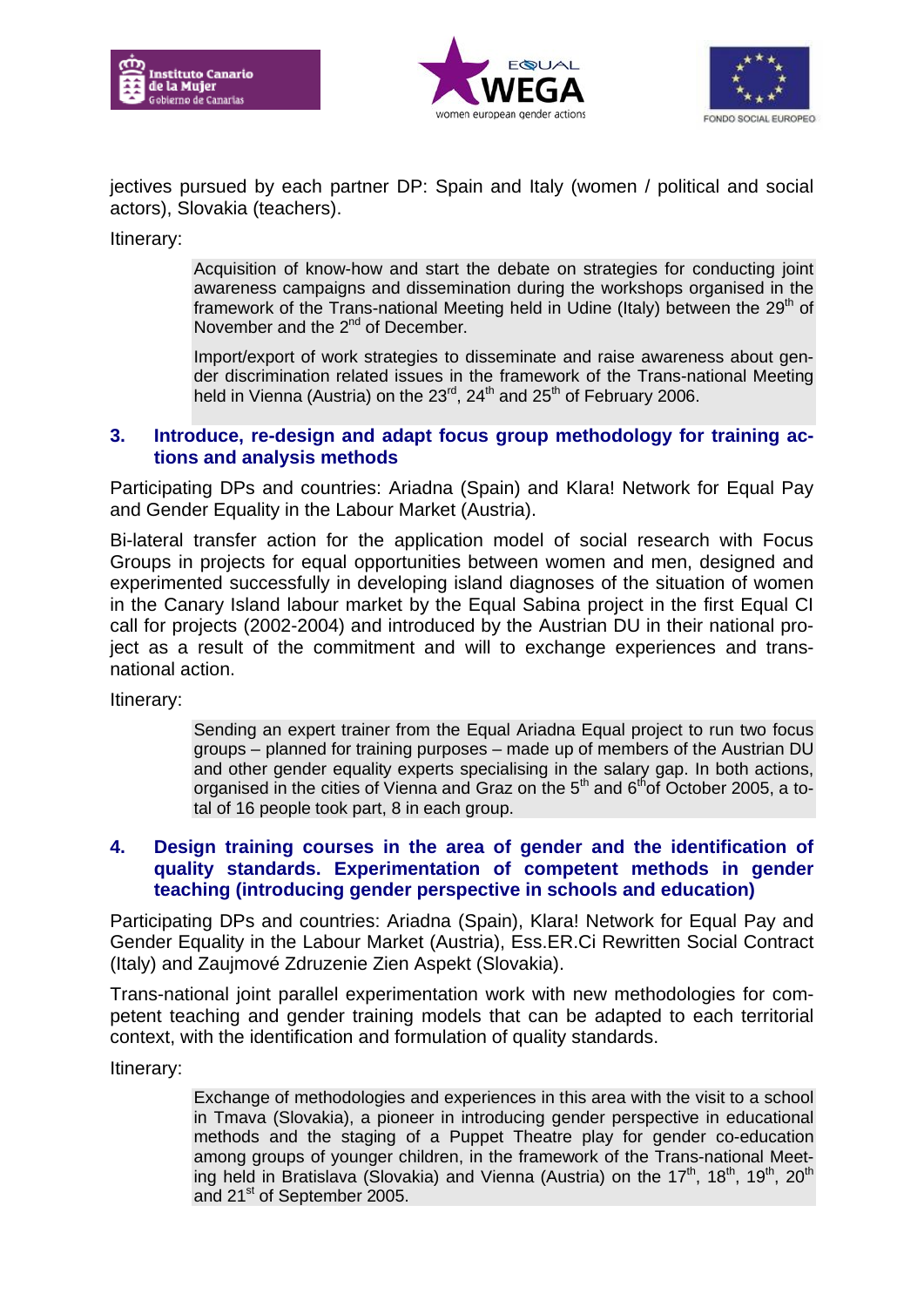jectives pursued by each partner DP: Spain and Italy (women / political and social actors), Slovakia (teachers).

Itinerary:

> Acquisition of know-how and start the debate on strategies for conducting joint awareness campaigns and dissemination during the workshops organised in the framework of the Trans-national Meeting held in Udine (Italy) between the 29th of November and the 2nd of December.
>
> Import/export of work strategies to disseminate and raise awareness about gender discrimination related issues in the framework of the Trans-national Meeting held in Vienna (Austria) on the 23rd, 24th and 25th of February 2006.

### 3. Introduce, re-design and adapt focus group methodology for training actions and analysis methods

Participating DPs and countries: Ariadna (Spain) and Klara! Network for Equal Pay and Gender Equality in the Labour Market (Austria).

Bi-lateral transfer action for the application model of social research with Focus Groups in projects for equal opportunities between women and men, designed and experimented successfully in developing island diagnoses of the situation of women in the Canary Island labour market by the Equal Sabina project in the first Equal CI call for projects (2002-2004) and introduced by the Austrian DU in their national project as a result of the commitment and will to exchange experiences and trans-national action.

Itinerary:

> Sending an expert trainer from the Equal Ariadna Equal project to run two focus groups – planned for training purposes – made up of members of the Austrian DU and other gender equality experts specialising in the salary gap. In both actions, organised in the cities of Vienna and Graz on the 5th and 6th of October 2005, a total of 16 people took part, 8 in each group.

### 4. Design training courses in the area of gender and the identification of quality standards. Experimentation of competent methods in gender teaching (introducing gender perspective in schools and education)

Participating DPs and countries: Ariadna (Spain), Klara! Network for Equal Pay and Gender Equality in the Labour Market (Austria), Ess.ER.Ci Rewritten Social Contract (Italy) and Zaujmové Zdruzenie Zien Aspekt (Slovakia).

Trans-national joint parallel experimentation work with new methodologies for competent teaching and gender training models that can be adapted to each territorial context, with the identification and formulation of quality standards.

Itinerary:

> Exchange of methodologies and experiences in this area with the visit to a school in Tmava (Slovakia), a pioneer in introducing gender perspective in educational methods and the staging of a Puppet Theatre play for gender co-education among groups of younger children, in the framework of the Trans-national Meeting held in Bratislava (Slovakia) and Vienna (Austria) on the 17th, 18th, 19th, 20th and 21st of September 2005.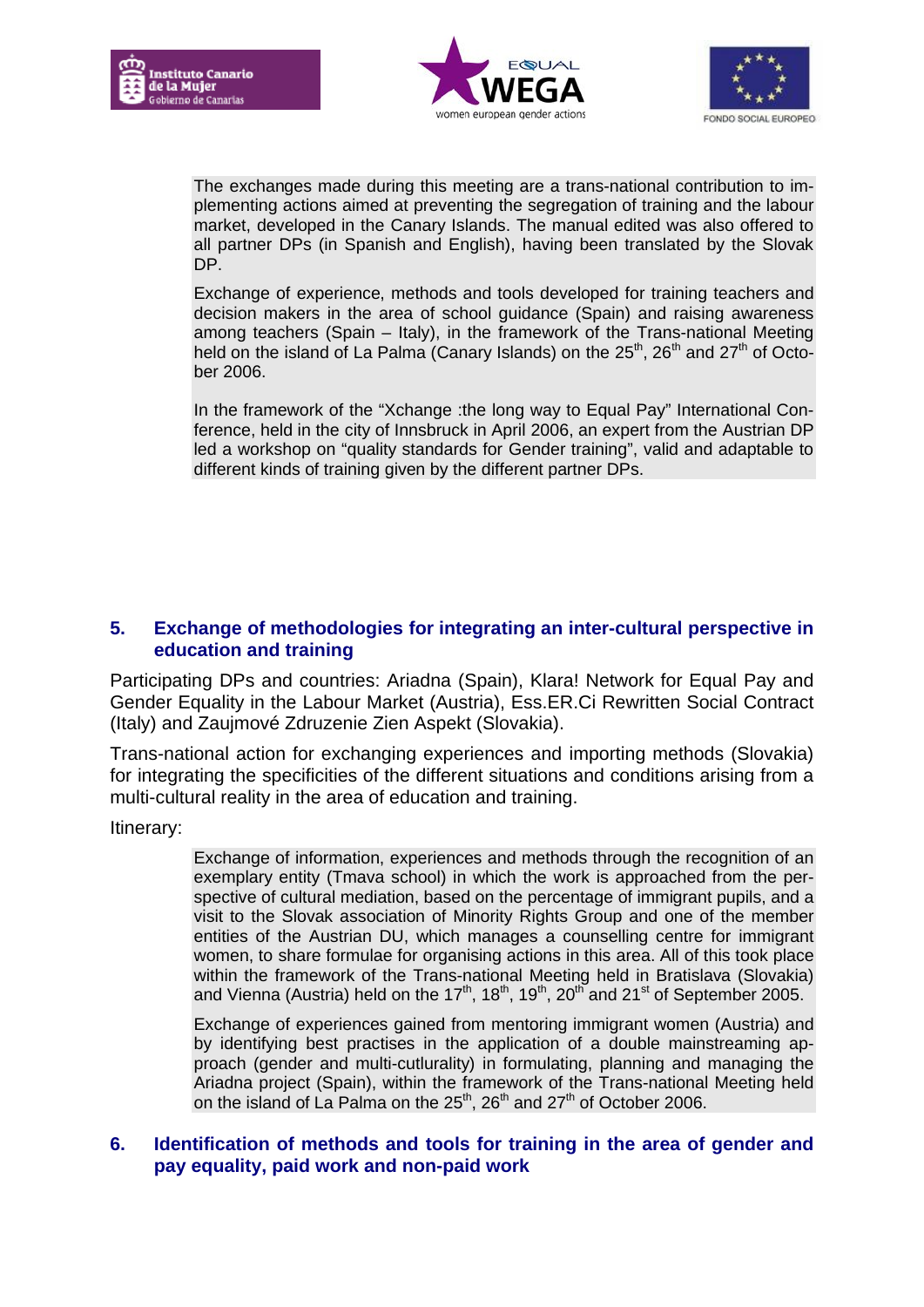The exchanges made during this meeting are a trans-national contribution to implementing actions aimed at preventing the segregation of training and the labour market, developed in the Canary Islands. The manual edited was also offered to all partner DPs (in Spanish and English), having been translated by the Slovak DP.

Exchange of experience, methods and tools developed for training teachers and decision makers in the area of school guidance (Spain) and raising awareness among teachers (Spain – Italy), in the framework of the Trans-national Meeting held on the island of La Palma (Canary Islands) on the 25th, 26th and 27th of October 2006.

In the framework of the "Xchange :the long way to Equal Pay" International Conference, held in the city of Innsbruck in April 2006, an expert from the Austrian DP led a workshop on "quality standards for Gender training", valid and adaptable to different kinds of training given by the different partner DPs.

## 5. Exchange of methodologies for integrating an inter-cultural perspective in education and training

Participating DPs and countries: Ariadna (Spain), Klara! Network for Equal Pay and Gender Equality in the Labour Market (Austria), Ess.ER.Ci Rewritten Social Contract (Italy) and Zaujmové Zdruzenie Zien Aspekt (Slovakia).

Trans-national action for exchanging experiences and importing methods (Slovakia) for integrating the specificities of the different situations and conditions arising from a multi-cultural reality in the area of education and training.

Itinerary:

Exchange of information, experiences and methods through the recognition of an exemplary entity (Tmava school) in which the work is approached from the perspective of cultural mediation, based on the percentage of immigrant pupils, and a visit to the Slovak association of Minority Rights Group and one of the member entities of the Austrian DU, which manages a counselling centre for immigrant women, to share formulae for organising actions in this area. All of this took place within the framework of the Trans-national Meeting held in Bratislava (Slovakia) and Vienna (Austria) held on the 17th, 18th, 19th, 20th and 21st of September 2005.

Exchange of experiences gained from mentoring immigrant women (Austria) and by identifying best practises in the application of a double mainstreaming approach (gender and multi-cutlurality) in formulating, planning and managing the Ariadna project (Spain), within the framework of the Trans-national Meeting held on the island of La Palma on the 25th, 26th and 27th of October 2006.

## 6. Identification of methods and tools for training in the area of gender and pay equality, paid work and non-paid work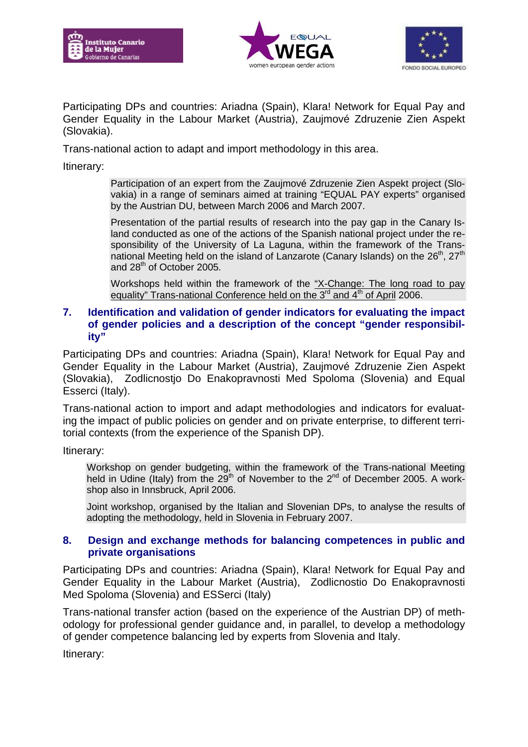Participating DPs and countries: Ariadna (Spain), Klara! Network for Equal Pay and Gender Equality in the Labour Market (Austria), Zaujmové Zdruzenie Zien Aspekt (Slovakia).

Trans-national action to adapt and import methodology in this area.

Itinerary:

> Participation of an expert from the Zaujmové Zdruzenie Zien Aspekt project (Slovakia) in a range of seminars aimed at training "EQUAL PAY experts" organised by the Austrian DU, between March 2006 and March 2007.
>
> Presentation of the partial results of research into the pay gap in the Canary Island conducted as one of the actions of the Spanish national project under the responsibility of the University of La Laguna, within the framework of the Trans-national Meeting held on the island of Lanzarote (Canary Islands) on the 26th, 27th and 28th of October 2005.
>
> Workshops held within the framework of the "X-Change: The long road to pay equality" Trans-national Conference held on the 3rd and 4th of April 2006.

## 7. Identification and validation of gender indicators for evaluating the impact of gender policies and a description of the concept "gender responsibility"

Participating DPs and countries: Ariadna (Spain), Klara! Network for Equal Pay and Gender Equality in the Labour Market (Austria), Zaujmové Zdruzenie Zien Aspekt (Slovakia), Zodlicnostjo Do Enakopravnosti Med Spoloma (Slovenia) and Equal Esserci (Italy).

Trans-national action to import and adapt methodologies and indicators for evaluating the impact of public policies on gender and on private enterprise, to different territorial contexts (from the experience of the Spanish DP).

Itinerary:

> Workshop on gender budgeting, within the framework of the Trans-national Meeting held in Udine (Italy) from the 29th of November to the 2nd of December 2005. A workshop also in Innsbruck, April 2006.
>
> Joint workshop, organised by the Italian and Slovenian DPs, to analyse the results of adopting the methodology, held in Slovenia in February 2007.

## 8. Design and exchange methods for balancing competences in public and private organisations

Participating DPs and countries: Ariadna (Spain), Klara! Network for Equal Pay and Gender Equality in the Labour Market (Austria), Zodlicnostio Do Enakopravnosti Med Spoloma (Slovenia) and ESSerci (Italy)

Trans-national transfer action (based on the experience of the Austrian DP) of methodology for professional gender guidance and, in parallel, to develop a methodology of gender competence balancing led by experts from Slovenia and Italy.

Itinerary: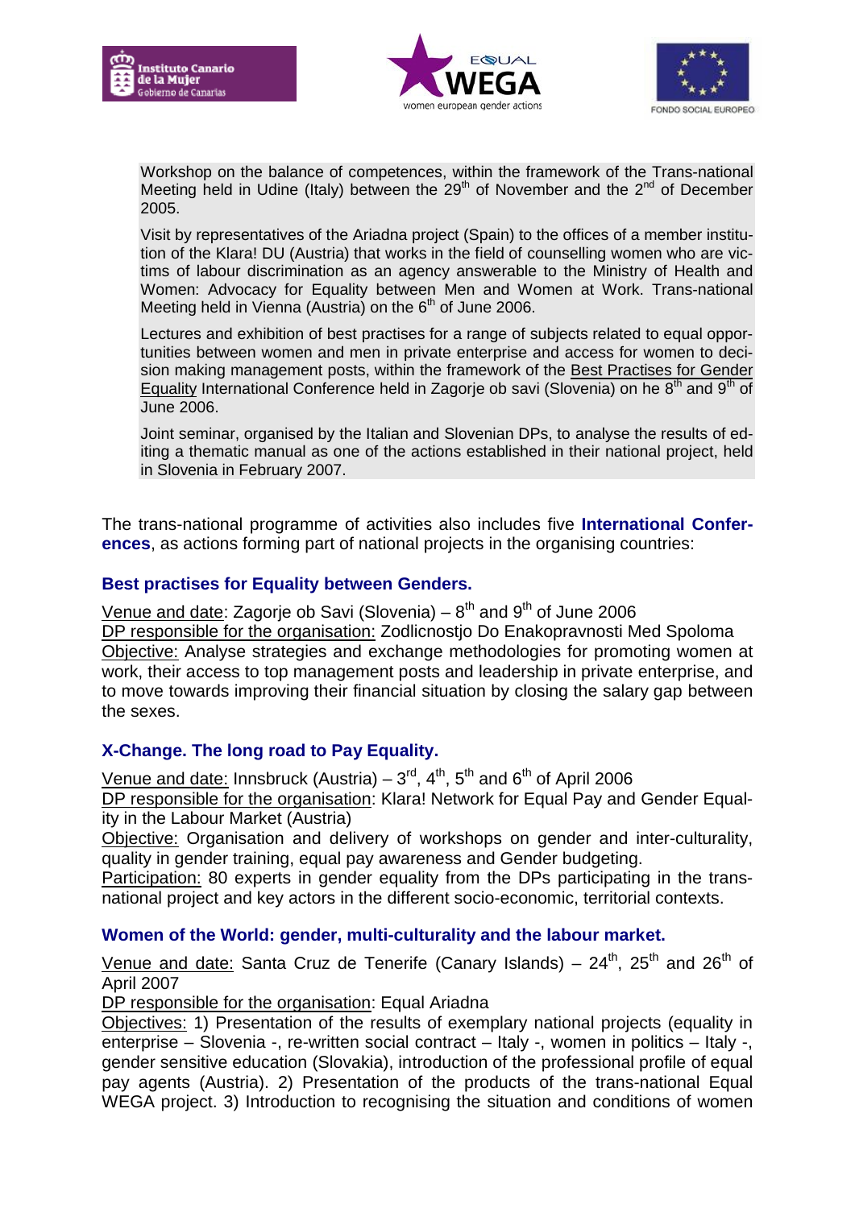Workshop on the balance of competences, within the framework of the Trans-national Meeting held in Udine (Italy) between the 29th of November and the 2nd of December 2005.

Visit by representatives of the Ariadna project (Spain) to the offices of a member institution of the Klara! DU (Austria) that works in the field of counselling women who are victims of labour discrimination as an agency answerable to the Ministry of Health and Women: Advocacy for Equality between Men and Women at Work. Trans-national Meeting held in Vienna (Austria) on the 6th of June 2006.

Lectures and exhibition of best practises for a range of subjects related to equal opportunities between women and men in private enterprise and access for women to decision making management posts, within the framework of the Best Practises for Gender Equality International Conference held in Zagorje ob savi (Slovenia) on he 8th and 9th of June 2006.

Joint seminar, organised by the Italian and Slovenian DPs, to analyse the results of editing a thematic manual as one of the actions established in their national project, held in Slovenia in February 2007.

The trans-national programme of activities also includes five **International Conferences**, as actions forming part of national projects in the organising countries:

### Best practises for Equality between Genders.

Venue and date: Zagorje ob Savi (Slovenia) – 8th and 9th of June 2006
DP responsible for the organisation: Zodlicnostjo Do Enakopravnosti Med Spoloma
Objective: Analyse strategies and exchange methodologies for promoting women at work, their access to top management posts and leadership in private enterprise, and to move towards improving their financial situation by closing the salary gap between the sexes.

### X-Change. The long road to Pay Equality.

Venue and date: Innsbruck (Austria) – 3rd, 4th, 5th and 6th of April 2006
DP responsible for the organisation: Klara! Network for Equal Pay and Gender Equality in the Labour Market (Austria)
Objective: Organisation and delivery of workshops on gender and inter-culturality, quality in gender training, equal pay awareness and Gender budgeting.
Participation: 80 experts in gender equality from the DPs participating in the trans-national project and key actors in the different socio-economic, territorial contexts.

### Women of the World: gender, multi-culturality and the labour market.

Venue and date: Santa Cruz de Tenerife (Canary Islands) – 24th, 25th and 26th of April 2007
DP responsible for the organisation: Equal Ariadna
Objectives: 1) Presentation of the results of exemplary national projects (equality in enterprise – Slovenia -, re-written social contract – Italy -, women in politics – Italy -, gender sensitive education (Slovakia), introduction of the professional profile of equal pay agents (Austria). 2) Presentation of the products of the trans-national Equal WEGA project. 3) Introduction to recognising the situation and conditions of women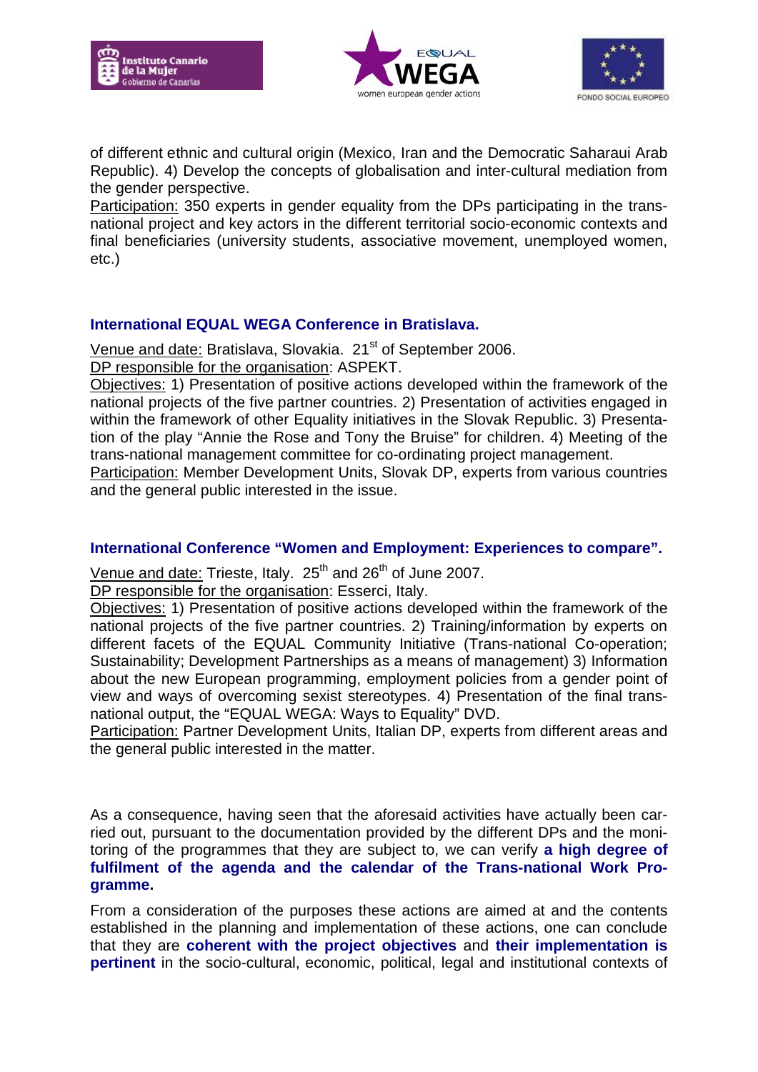of different ethnic and cultural origin (Mexico, Iran and the Democratic Saharaui Arab Republic). 4) Develop the concepts of globalisation and inter-cultural mediation from the gender perspective.
Participation: 350 experts in gender equality from the DPs participating in the trans-national project and key actors in the different territorial socio-economic contexts and final beneficiaries (university students, associative movement, unemployed women, etc.)

### International EQUAL WEGA Conference in Bratislava.

Venue and date: Bratislava, Slovakia. 21st of September 2006.
DP responsible for the organisation: ASPEKT.
Objectives: 1) Presentation of positive actions developed within the framework of the national projects of the five partner countries. 2) Presentation of activities engaged in within the framework of other Equality initiatives in the Slovak Republic. 3) Presentation of the play "Annie the Rose and Tony the Bruise" for children. 4) Meeting of the trans-national management committee for co-ordinating project management.
Participation: Member Development Units, Slovak DP, experts from various countries and the general public interested in the issue.

### International Conference "Women and Employment: Experiences to compare".

Venue and date: Trieste, Italy. 25th and 26th of June 2007.
DP responsible for the organisation: Esserci, Italy.
Objectives: 1) Presentation of positive actions developed within the framework of the national projects of the five partner countries. 2) Training/information by experts on different facets of the EQUAL Community Initiative (Trans-national Co-operation; Sustainability; Development Partnerships as a means of management) 3) Information about the new European programming, employment policies from a gender point of view and ways of overcoming sexist stereotypes. 4) Presentation of the final trans-national output, the "EQUAL WEGA: Ways to Equality" DVD.
Participation: Partner Development Units, Italian DP, experts from different areas and the general public interested in the matter.

As a consequence, having seen that the aforesaid activities have actually been carried out, pursuant to the documentation provided by the different DPs and the monitoring of the programmes that they are subject to, we can verify **a high degree of fulfilment of the agenda and the calendar of the Trans-national Work Programme.**

From a consideration of the purposes these actions are aimed at and the contents established in the planning and implementation of these actions, one can conclude that they are **coherent with the project objectives** and **their implementation is pertinent** in the socio-cultural, economic, political, legal and institutional contexts of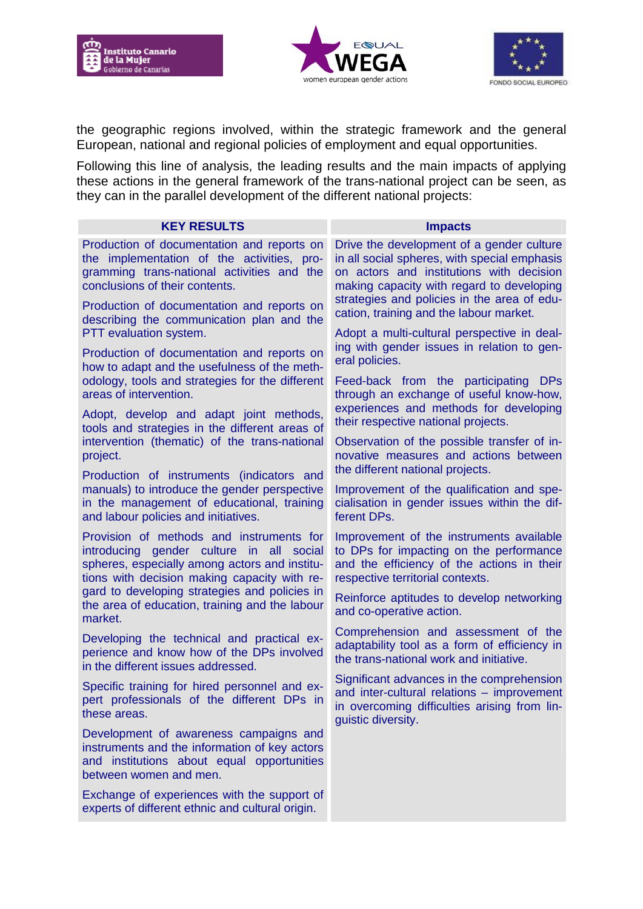the geographic regions involved, within the strategic framework and the general European, national and regional policies of employment and equal opportunities.

Following this line of analysis, the leading results and the main impacts of applying these actions in the general framework of the trans-national project can be seen, as they can in the parallel development of the different national projects:

| KEY RESULTS | Impacts |
|---|---|
| Production of documentation and reports on the implementation of the activities, programming trans-national activities and the conclusions of their contents.<br><br>Production of documentation and reports on describing the communication plan and the PTT evaluation system.<br><br>Production of documentation and reports on how to adapt and the usefulness of the methodology, tools and strategies for the different areas of intervention.<br><br>Adopt, develop and adapt joint methods, tools and strategies in the different areas of intervention (thematic) of the trans-national project.<br><br>Production of instruments (indicators and manuals) to introduce the gender perspective in the management of educational, training and labour policies and initiatives.<br><br>Provision of methods and instruments for introducing gender culture in all social spheres, especially among actors and institutions with decision making capacity with regard to developing strategies and policies in the area of education, training and the labour market.<br><br>Developing the technical and practical experience and know how of the DPs involved in the different issues addressed.<br><br>Specific training for hired personnel and expert professionals of the different DPs in these areas.<br><br>Development of awareness campaigns and instruments and the information of key actors and institutions about equal opportunities between women and men.<br><br>Exchange of experiences with the support of experts of different ethnic and cultural origin. | Drive the development of a gender culture in all social spheres, with special emphasis on actors and institutions with decision making capacity with regard to developing strategies and policies in the area of education, training and the labour market.<br><br>Adopt a multi-cultural perspective in dealing with gender issues in relation to general policies.<br><br>Feed-back from the participating DPs through an exchange of useful know-how, experiences and methods for developing their respective national projects.<br><br>Observation of the possible transfer of innovative measures and actions between the different national projects.<br><br>Improvement of the qualification and specialisation in gender issues within the different DPs.<br><br>Improvement of the instruments available to DPs for impacting on the performance and the efficiency of the actions in their respective territorial contexts.<br><br>Reinforce aptitudes to develop networking and co-operative action.<br><br>Comprehension and assessment of the adaptability tool as a form of efficiency in the trans-national work and initiative.<br><br>Significant advances in the comprehension and inter-cultural relations – improvement in overcoming difficulties arising from linguistic diversity. |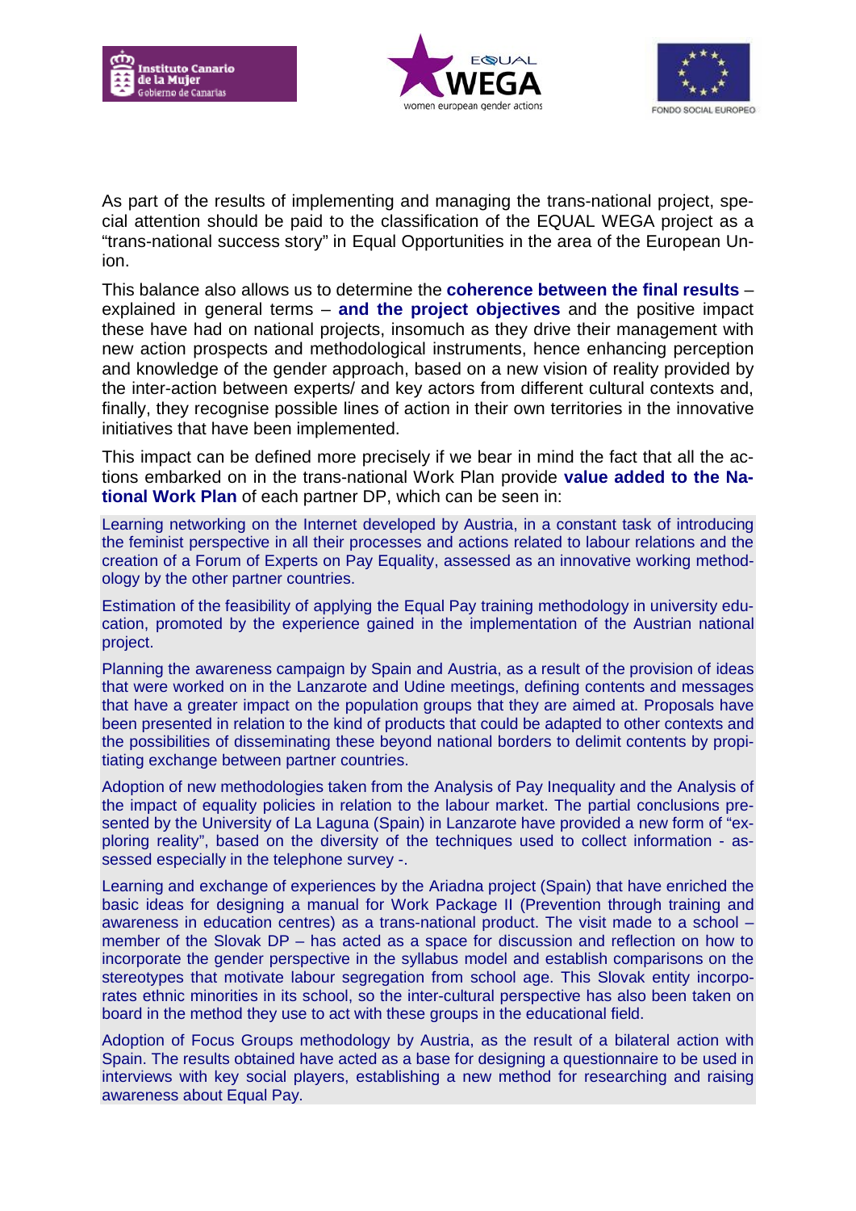As part of the results of implementing and managing the trans-national project, special attention should be paid to the classification of the EQUAL WEGA project as a “trans-national success story” in Equal Opportunities in the area of the European Union.

This balance also allows us to determine the **coherence between the final results** – explained in general terms – **and the project objectives** and the positive impact these have had on national projects, insomuch as they drive their management with new action prospects and methodological instruments, hence enhancing perception and knowledge of the gender approach, based on a new vision of reality provided by the inter-action between experts/ and key actors from different cultural contexts and, finally, they recognise possible lines of action in their own territories in the innovative initiatives that have been implemented.

This impact can be defined more precisely if we bear in mind the fact that all the actions embarked on in the trans-national Work Plan provide **value added to the National Work Plan** of each partner DP, which can be seen in:

Learning networking on the Internet developed by Austria, in a constant task of introducing the feminist perspective in all their processes and actions related to labour relations and the creation of a Forum of Experts on Pay Equality, assessed as an innovative working methodology by the other partner countries.

Estimation of the feasibility of applying the Equal Pay training methodology in university education, promoted by the experience gained in the implementation of the Austrian national project.

Planning the awareness campaign by Spain and Austria, as a result of the provision of ideas that were worked on in the Lanzarote and Udine meetings, defining contents and messages that have a greater impact on the population groups that they are aimed at. Proposals have been presented in relation to the kind of products that could be adapted to other contexts and the possibilities of disseminating these beyond national borders to delimit contents by propitiating exchange between partner countries.

Adoption of new methodologies taken from the Analysis of Pay Inequality and the Analysis of the impact of equality policies in relation to the labour market. The partial conclusions presented by the University of La Laguna (Spain) in Lanzarote have provided a new form of “exploring reality”, based on the diversity of the techniques used to collect information - assessed especially in the telephone survey -.

Learning and exchange of experiences by the Ariadna project (Spain) that have enriched the basic ideas for designing a manual for Work Package II (Prevention through training and awareness in education centres) as a trans-national product. The visit made to a school – member of the Slovak DP – has acted as a space for discussion and reflection on how to incorporate the gender perspective in the syllabus model and establish comparisons on the stereotypes that motivate labour segregation from school age. This Slovak entity incorporates ethnic minorities in its school, so the inter-cultural perspective has also been taken on board in the method they use to act with these groups in the educational field.

Adoption of Focus Groups methodology by Austria, as the result of a bilateral action with Spain. The results obtained have acted as a base for designing a questionnaire to be used in interviews with key social players, establishing a new method for researching and raising awareness about Equal Pay.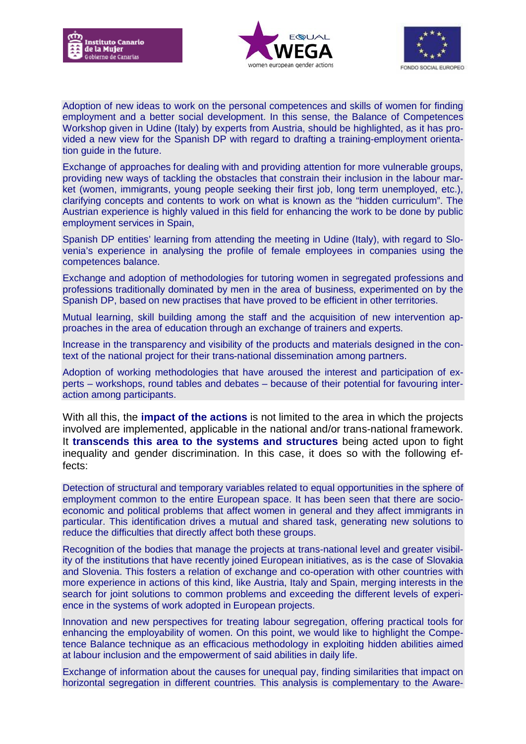Adoption of new ideas to work on the personal competences and skills of women for finding employment and a better social development. In this sense, the Balance of Competences Workshop given in Udine (Italy) by experts from Austria, should be highlighted, as it has provided a new view for the Spanish DP with regard to drafting a training-employment orientation guide in the future.

Exchange of approaches for dealing with and providing attention for more vulnerable groups, providing new ways of tackling the obstacles that constrain their inclusion in the labour market (women, immigrants, young people seeking their first job, long term unemployed, etc.), clarifying concepts and contents to work on what is known as the “hidden curriculum”. The Austrian experience is highly valued in this field for enhancing the work to be done by public employment services in Spain,

Spanish DP entities' learning from attending the meeting in Udine (Italy), with regard to Slovenia's experience in analysing the profile of female employees in companies using the competences balance.

Exchange and adoption of methodologies for tutoring women in segregated professions and professions traditionally dominated by men in the area of business, experimented on by the Spanish DP, based on new practises that have proved to be efficient in other territories.

Mutual learning, skill building among the staff and the acquisition of new intervention approaches in the area of education through an exchange of trainers and experts.

Increase in the transparency and visibility of the products and materials designed in the context of the national project for their trans-national dissemination among partners.

Adoption of working methodologies that have aroused the interest and participation of experts – workshops, round tables and debates – because of their potential for favouring interaction among participants.

With all this, the **impact of the actions** is not limited to the area in which the projects involved are implemented, applicable in the national and/or trans-national framework. It **transcends this area to the systems and structures** being acted upon to fight inequality and gender discrimination. In this case, it does so with the following effects:

Detection of structural and temporary variables related to equal opportunities in the sphere of employment common to the entire European space. It has been seen that there are socio-economic and political problems that affect women in general and they affect immigrants in particular. This identification drives a mutual and shared task, generating new solutions to reduce the difficulties that directly affect both these groups.

Recognition of the bodies that manage the projects at trans-national level and greater visibility of the institutions that have recently joined European initiatives, as is the case of Slovakia and Slovenia. This fosters a relation of exchange and co-operation with other countries with more experience in actions of this kind, like Austria, Italy and Spain, merging interests in the search for joint solutions to common problems and exceeding the different levels of experience in the systems of work adopted in European projects.

Innovation and new perspectives for treating labour segregation, offering practical tools for enhancing the employability of women. On this point, we would like to highlight the Competence Balance technique as an efficacious methodology in exploiting hidden abilities aimed at labour inclusion and the empowerment of said abilities in daily life.

Exchange of information about the causes for unequal pay, finding similarities that impact on horizontal segregation in different countries. This analysis is complementary to the Aware-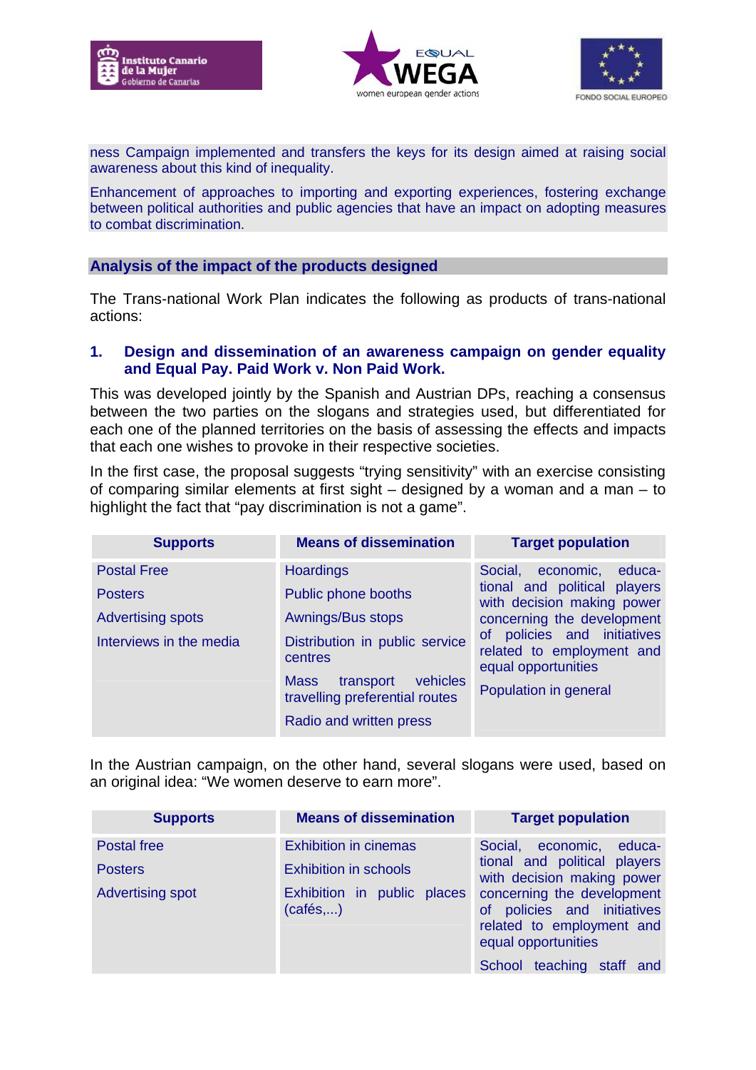ness Campaign implemented and transfers the keys for its design aimed at raising social awareness about this kind of inequality.

Enhancement of approaches to importing and exporting experiences, fostering exchange between political authorities and public agencies that have an impact on adopting measures to combat discrimination.

## Analysis of the impact of the products designed

The Trans-national Work Plan indicates the following as products of trans-national actions:

### 1. Design and dissemination of an awareness campaign on gender equality and Equal Pay. Paid Work v. Non Paid Work.

This was developed jointly by the Spanish and Austrian DPs, reaching a consensus between the two parties on the slogans and strategies used, but differentiated for each one of the planned territories on the basis of assessing the effects and impacts that each one wishes to provoke in their respective societies.

In the first case, the proposal suggests “trying sensitivity” with an exercise consisting of comparing similar elements at first sight – designed by a woman and a man – to highlight the fact that “pay discrimination is not a game”.

| Supports | Means of dissemination | Target population |
|---|---|---|
| Postal Free<br>Posters<br>Advertising spots<br>Interviews in the media | Hoardings<br>Public phone booths<br>Awnings/Bus stops<br>Distribution in public service centres<br>Mass transport vehicles travelling preferential routes<br>Radio and written press | Social, economic, educational and political players with decision making power concerning the development of policies and initiatives related to employment and equal opportunities<br>Population in general |

In the Austrian campaign, on the other hand, several slogans were used, based on an original idea: “We women deserve to earn more”.

| Supports | Means of dissemination | Target population |
|---|---|---|
| Postal free<br>Posters<br>Advertising spot | Exhibition in cinemas<br>Exhibition in schools<br>Exhibition in public places (cafés,...) | Social, economic, educational and political players with decision making power concerning the development of policies and initiatives related to employment and equal opportunities<br>School teaching staff and |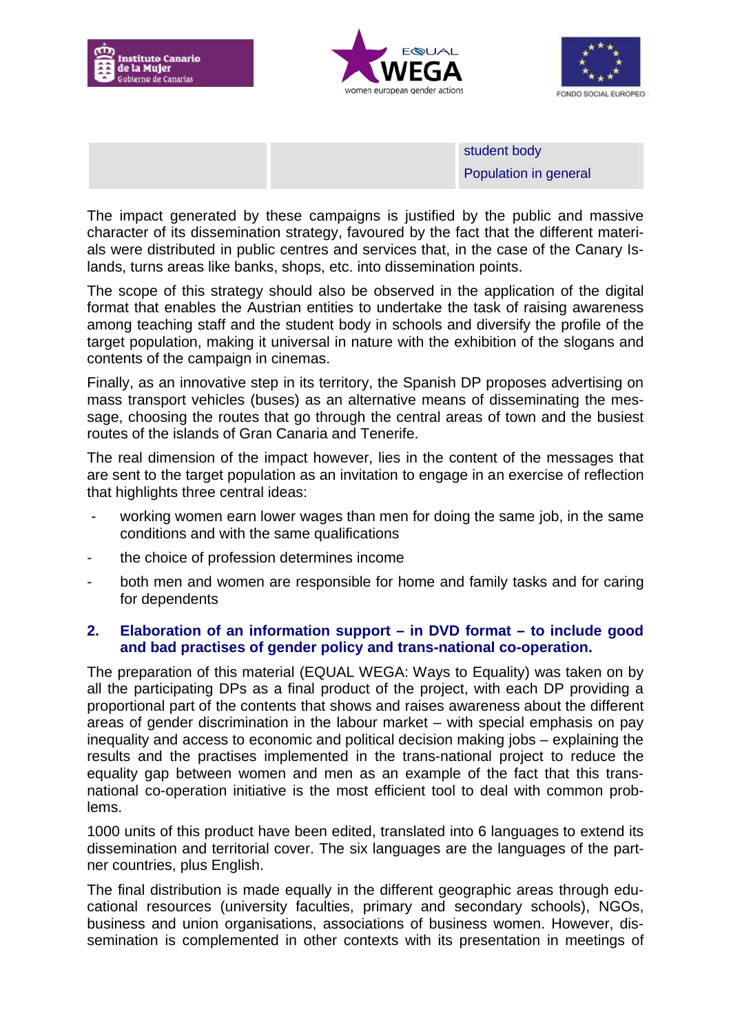| | | |
|---|---|---|
| | | student body<br>Population in general |

The impact generated by these campaigns is justified by the public and massive character of its dissemination strategy, favoured by the fact that the different materials were distributed in public centres and services that, in the case of the Canary Islands, turns areas like banks, shops, etc. into dissemination points.

The scope of this strategy should also be observed in the application of the digital format that enables the Austrian entities to undertake the task of raising awareness among teaching staff and the student body in schools and diversify the profile of the target population, making it universal in nature with the exhibition of the slogans and contents of the campaign in cinemas.

Finally, as an innovative step in its territory, the Spanish DP proposes advertising on mass transport vehicles (buses) as an alternative means of disseminating the message, choosing the routes that go through the central areas of town and the busiest routes of the islands of Gran Canaria and Tenerife.

The real dimension of the impact however, lies in the content of the messages that are sent to the target population as an invitation to engage in an exercise of reflection that highlights three central ideas:

- working women earn lower wages than men for doing the same job, in the same conditions and with the same qualifications
- the choice of profession determines income
- both men and women are responsible for home and family tasks and for caring for dependents

## 2. Elaboration of an information support – in DVD format – to include good and bad practises of gender policy and trans-national co-operation.

The preparation of this material (EQUAL WEGA: Ways to Equality) was taken on by all the participating DPs as a final product of the project, with each DP providing a proportional part of the contents that shows and raises awareness about the different areas of gender discrimination in the labour market – with special emphasis on pay inequality and access to economic and political decision making jobs – explaining the results and the practises implemented in the trans-national project to reduce the equality gap between women and men as an example of the fact that this trans-national co-operation initiative is the most efficient tool to deal with common problems.

1000 units of this product have been edited, translated into 6 languages to extend its dissemination and territorial cover. The six languages are the languages of the partner countries, plus English.

The final distribution is made equally in the different geographic areas through educational resources (university faculties, primary and secondary schools), NGOs, business and union organisations, associations of business women. However, dissemination is complemented in other contexts with its presentation in meetings of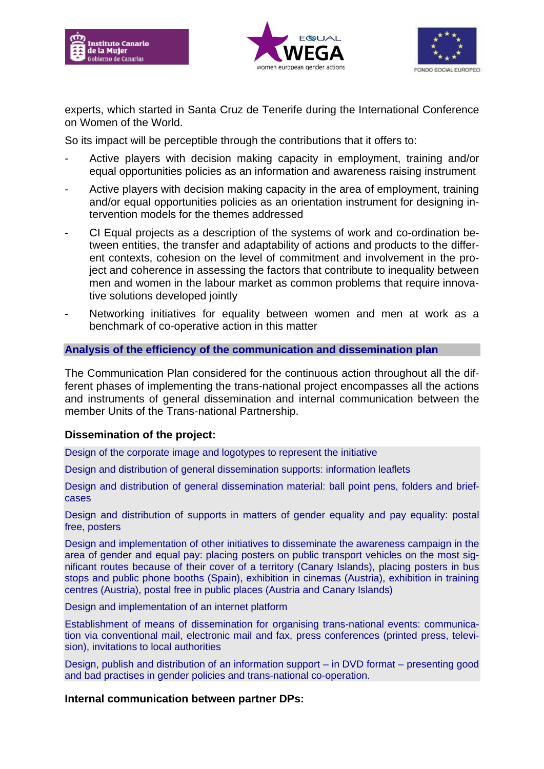experts, which started in Santa Cruz de Tenerife during the International Conference on Women of the World.

So its impact will be perceptible through the contributions that it offers to:

- Active players with decision making capacity in employment, training and/or equal opportunities policies as an information and awareness raising instrument
- Active players with decision making capacity in the area of employment, training and/or equal opportunities policies as an orientation instrument for designing intervention models for the themes addressed
- CI Equal projects as a description of the systems of work and co-ordination between entities, the transfer and adaptability of actions and products to the different contexts, cohesion on the level of commitment and involvement in the project and coherence in assessing the factors that contribute to inequality between men and women in the labour market as common problems that require innovative solutions developed jointly
- Networking initiatives for equality between women and men at work as a benchmark of co-operative action in this matter

## Analysis of the efficiency of the communication and dissemination plan

The Communication Plan considered for the continuous action throughout all the different phases of implementing the trans-national project encompasses all the actions and instruments of general dissemination and internal communication between the member Units of the Trans-national Partnership.

### Dissemination of the project:

Design of the corporate image and logotypes to represent the initiative

Design and distribution of general dissemination supports: information leaflets

Design and distribution of general dissemination material: ball point pens, folders and briefcases

Design and distribution of supports in matters of gender equality and pay equality: postal free, posters

Design and implementation of other initiatives to disseminate the awareness campaign in the area of gender and equal pay: placing posters on public transport vehicles on the most significant routes because of their cover of a territory (Canary Islands), placing posters in bus stops and public phone booths (Spain), exhibition in cinemas (Austria), exhibition in training centres (Austria), postal free in public places (Austria and Canary Islands)

Design and implementation of an internet platform

Establishment of means of dissemination for organising trans-national events: communication via conventional mail, electronic mail and fax, press conferences (printed press, television), invitations to local authorities

Design, publish and distribution of an information support – in DVD format – presenting good and bad practises in gender policies and trans-national co-operation.

### Internal communication between partner DPs: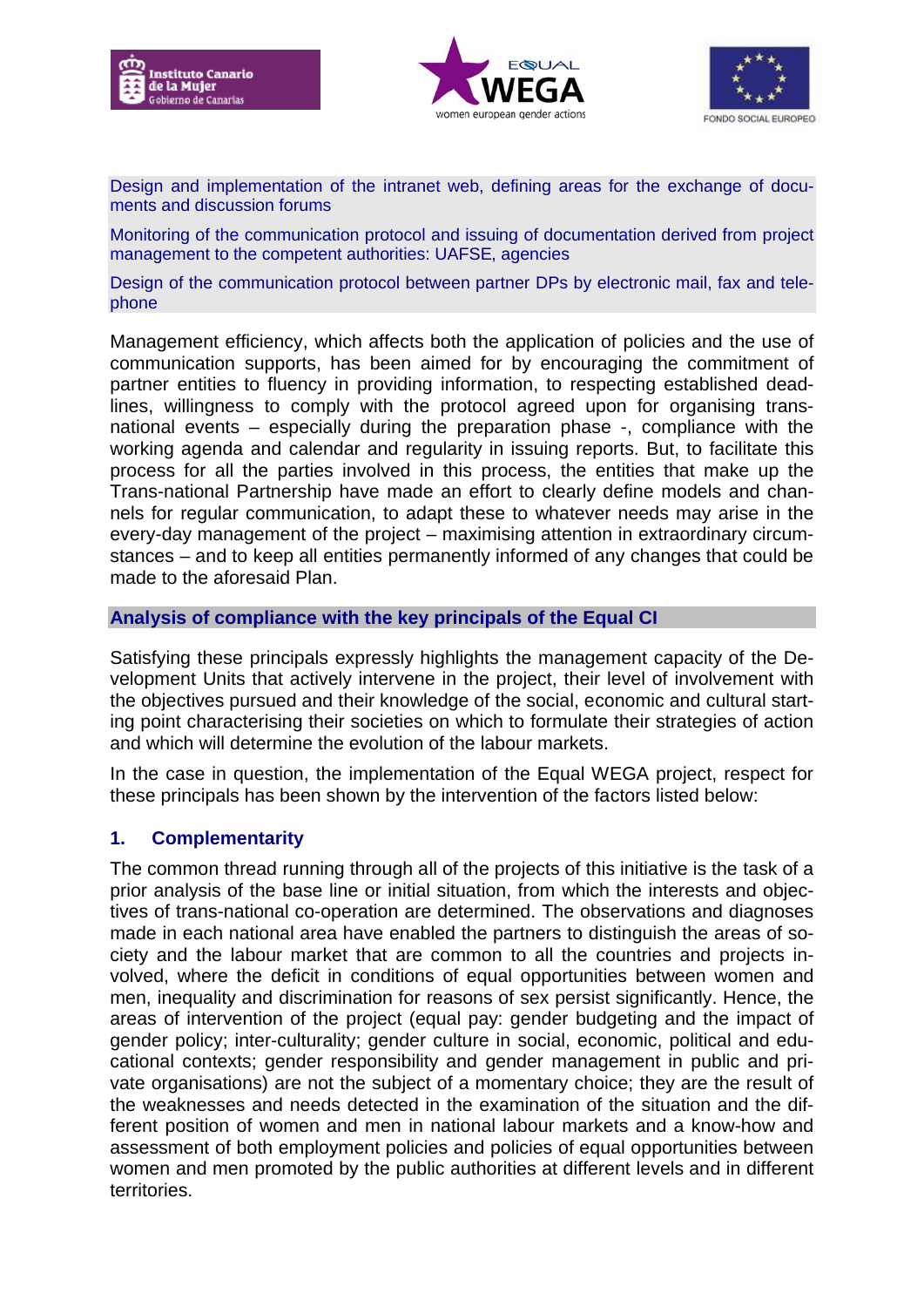Design and implementation of the intranet web, defining areas for the exchange of documents and discussion forums

Monitoring of the communication protocol and issuing of documentation derived from project management to the competent authorities: UAFSE, agencies

Design of the communication protocol between partner DPs by electronic mail, fax and telephone

Management efficiency, which affects both the application of policies and the use of communication supports, has been aimed for by encouraging the commitment of partner entities to fluency in providing information, to respecting established deadlines, willingness to comply with the protocol agreed upon for organising trans-national events – especially during the preparation phase -, compliance with the working agenda and calendar and regularity in issuing reports. But, to facilitate this process for all the parties involved in this process, the entities that make up the Trans-national Partnership have made an effort to clearly define models and channels for regular communication, to adapt these to whatever needs may arise in the every-day management of the project – maximising attention in extraordinary circumstances – and to keep all entities permanently informed of any changes that could be made to the aforesaid Plan.

## Analysis of compliance with the key principals of the Equal CI

Satisfying these principals expressly highlights the management capacity of the Development Units that actively intervene in the project, their level of involvement with the objectives pursued and their knowledge of the social, economic and cultural starting point characterising their societies on which to formulate their strategies of action and which will determine the evolution of the labour markets.

In the case in question, the implementation of the Equal WEGA project, respect for these principals has been shown by the intervention of the factors listed below:

### 1. Complementarity

The common thread running through all of the projects of this initiative is the task of a prior analysis of the base line or initial situation, from which the interests and objectives of trans-national co-operation are determined. The observations and diagnoses made in each national area have enabled the partners to distinguish the areas of society and the labour market that are common to all the countries and projects involved, where the deficit in conditions of equal opportunities between women and men, inequality and discrimination for reasons of sex persist significantly. Hence, the areas of intervention of the project (equal pay: gender budgeting and the impact of gender policy; inter-culturality; gender culture in social, economic, political and educational contexts; gender responsibility and gender management in public and private organisations) are not the subject of a momentary choice; they are the result of the weaknesses and needs detected in the examination of the situation and the different position of women and men in national labour markets and a know-how and assessment of both employment policies and policies of equal opportunities between women and men promoted by the public authorities at different levels and in different territories.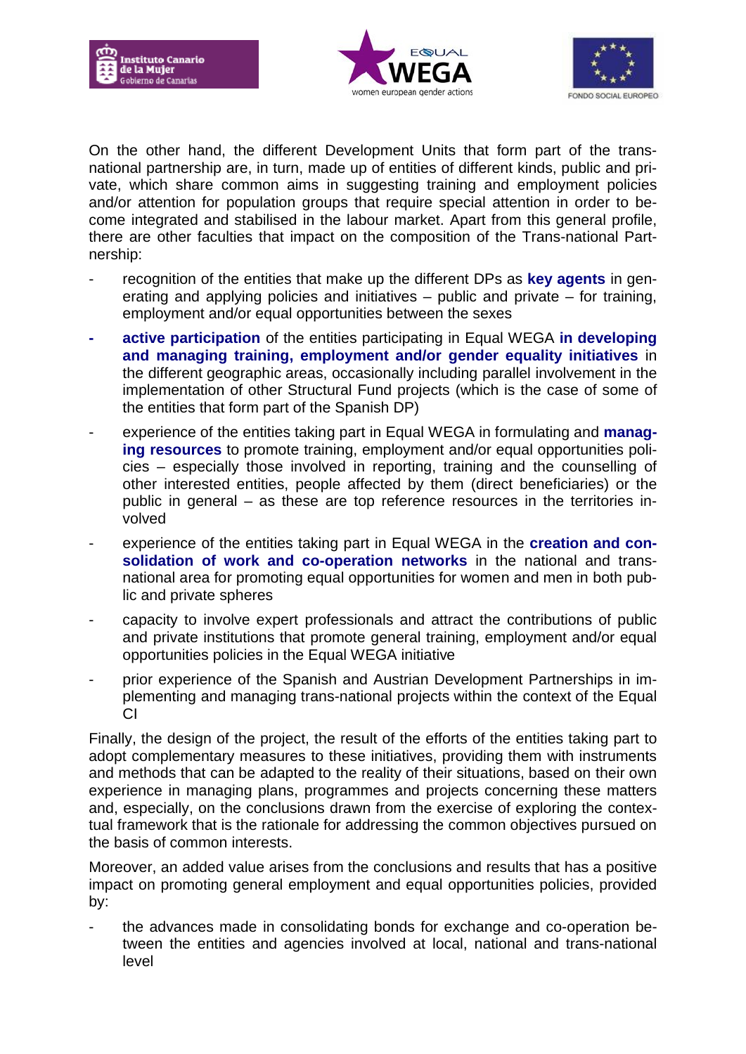On the other hand, the different Development Units that form part of the trans-national partnership are, in turn, made up of entities of different kinds, public and private, which share common aims in suggesting training and employment policies and/or attention for population groups that require special attention in order to become integrated and stabilised in the labour market. Apart from this general profile, there are other faculties that impact on the composition of the Trans-national Partnership:

- recognition of the entities that make up the different DPs as **key agents** in generating and applying policies and initiatives – public and private – for training, employment and/or equal opportunities between the sexes
- **active participation** of the entities participating in Equal WEGA **in developing and managing training, employment and/or gender equality initiatives** in the different geographic areas, occasionally including parallel involvement in the implementation of other Structural Fund projects (which is the case of some of the entities that form part of the Spanish DP)
- experience of the entities taking part in Equal WEGA in formulating and **managing resources** to promote training, employment and/or equal opportunities policies – especially those involved in reporting, training and the counselling of other interested entities, people affected by them (direct beneficiaries) or the public in general – as these are top reference resources in the territories involved
- experience of the entities taking part in Equal WEGA in the **creation and consolidation of work and co-operation networks** in the national and trans-national area for promoting equal opportunities for women and men in both public and private spheres
- capacity to involve expert professionals and attract the contributions of public and private institutions that promote general training, employment and/or equal opportunities policies in the Equal WEGA initiative
- prior experience of the Spanish and Austrian Development Partnerships in implementing and managing trans-national projects within the context of the Equal CI

Finally, the design of the project, the result of the efforts of the entities taking part to adopt complementary measures to these initiatives, providing them with instruments and methods that can be adapted to the reality of their situations, based on their own experience in managing plans, programmes and projects concerning these matters and, especially, on the conclusions drawn from the exercise of exploring the contextual framework that is the rationale for addressing the common objectives pursued on the basis of common interests.

Moreover, an added value arises from the conclusions and results that has a positive impact on promoting general employment and equal opportunities policies, provided by:

- the advances made in consolidating bonds for exchange and co-operation between the entities and agencies involved at local, national and trans-national level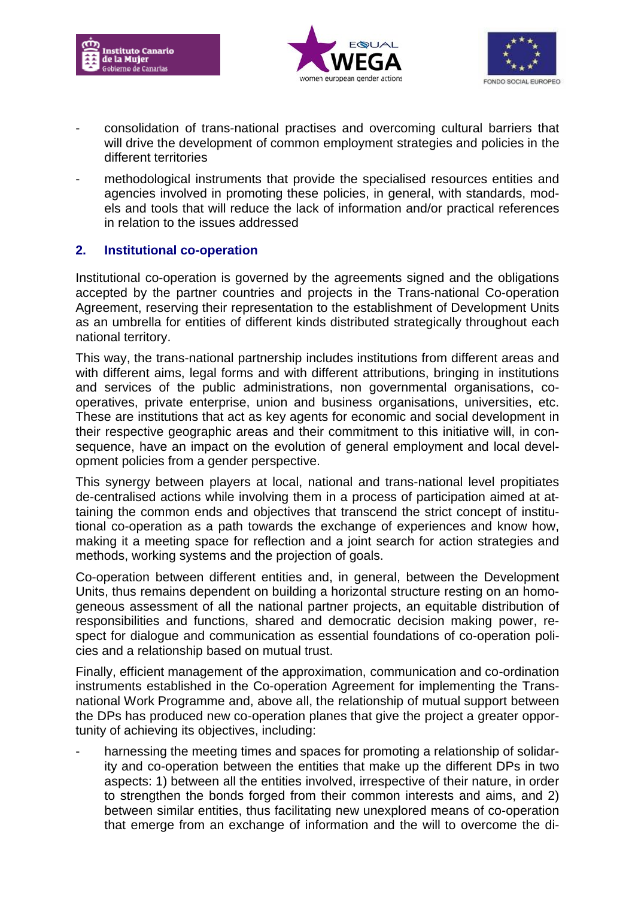- consolidation of trans-national practises and overcoming cultural barriers that will drive the development of common employment strategies and policies in the different territories
- methodological instruments that provide the specialised resources entities and agencies involved in promoting these policies, in general, with standards, models and tools that will reduce the lack of information and/or practical references in relation to the issues addressed

## 2. Institutional co-operation

Institutional co-operation is governed by the agreements signed and the obligations accepted by the partner countries and projects in the Trans-national Co-operation Agreement, reserving their representation to the establishment of Development Units as an umbrella for entities of different kinds distributed strategically throughout each national territory.

This way, the trans-national partnership includes institutions from different areas and with different aims, legal forms and with different attributions, bringing in institutions and services of the public administrations, non governmental organisations, co-operatives, private enterprise, union and business organisations, universities, etc. These are institutions that act as key agents for economic and social development in their respective geographic areas and their commitment to this initiative will, in consequence, have an impact on the evolution of general employment and local development policies from a gender perspective.

This synergy between players at local, national and trans-national level propitiates de-centralised actions while involving them in a process of participation aimed at attaining the common ends and objectives that transcend the strict concept of institutional co-operation as a path towards the exchange of experiences and know how, making it a meeting space for reflection and a joint search for action strategies and methods, working systems and the projection of goals.

Co-operation between different entities and, in general, between the Development Units, thus remains dependent on building a horizontal structure resting on an homogeneous assessment of all the national partner projects, an equitable distribution of responsibilities and functions, shared and democratic decision making power, respect for dialogue and communication as essential foundations of co-operation policies and a relationship based on mutual trust.

Finally, efficient management of the approximation, communication and co-ordination instruments established in the Co-operation Agreement for implementing the Trans-national Work Programme and, above all, the relationship of mutual support between the DPs has produced new co-operation planes that give the project a greater opportunity of achieving its objectives, including:

- harnessing the meeting times and spaces for promoting a relationship of solidarity and co-operation between the entities that make up the different DPs in two aspects: 1) between all the entities involved, irrespective of their nature, in order to strengthen the bonds forged from their common interests and aims, and 2) between similar entities, thus facilitating new unexplored means of co-operation that emerge from an exchange of information and the will to overcome the di-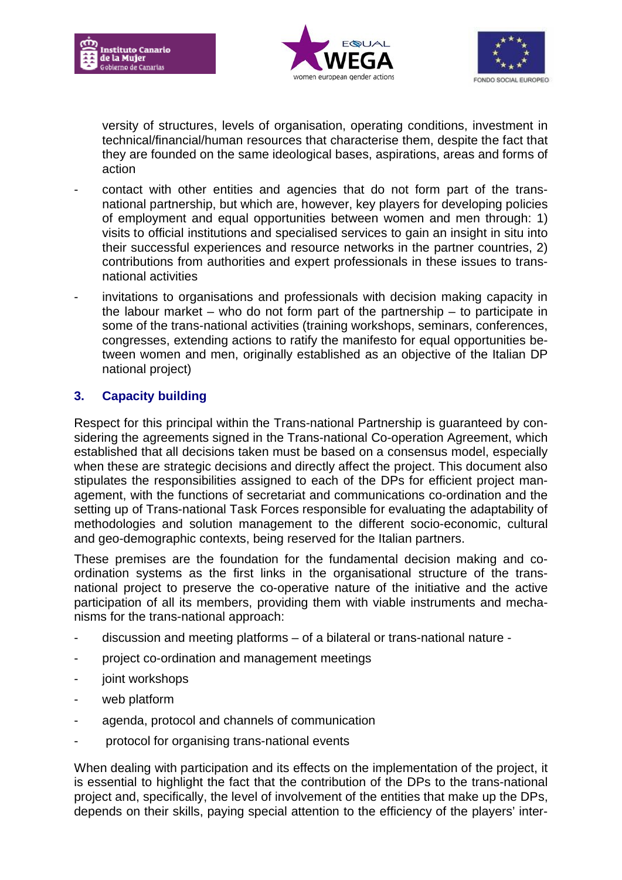versity of structures, levels of organisation, operating conditions, investment in technical/financial/human resources that characterise them, despite the fact that they are founded on the same ideological bases, aspirations, areas and forms of action

- contact with other entities and agencies that do not form part of the trans-national partnership, but which are, however, key players for developing policies of employment and equal opportunities between women and men through: 1) visits to official institutions and specialised services to gain an insight in situ into their successful experiences and resource networks in the partner countries, 2) contributions from authorities and expert professionals in these issues to trans-national activities
- invitations to organisations and professionals with decision making capacity in the labour market – who do not form part of the partnership – to participate in some of the trans-national activities (training workshops, seminars, conferences, congresses, extending actions to ratify the manifesto for equal opportunities between women and men, originally established as an objective of the Italian DP national project)

## 3. Capacity building

Respect for this principal within the Trans-national Partnership is guaranteed by considering the agreements signed in the Trans-national Co-operation Agreement, which established that all decisions taken must be based on a consensus model, especially when these are strategic decisions and directly affect the project. This document also stipulates the responsibilities assigned to each of the DPs for efficient project management, with the functions of secretariat and communications co-ordination and the setting up of Trans-national Task Forces responsible for evaluating the adaptability of methodologies and solution management to the different socio-economic, cultural and geo-demographic contexts, being reserved for the Italian partners.

These premises are the foundation for the fundamental decision making and co-ordination systems as the first links in the organisational structure of the trans-national project to preserve the co-operative nature of the initiative and the active participation of all its members, providing them with viable instruments and mechanisms for the trans-national approach:

- discussion and meeting platforms – of a bilateral or trans-national nature -
- project co-ordination and management meetings
- joint workshops
- web platform
- agenda, protocol and channels of communication
- protocol for organising trans-national events

When dealing with participation and its effects on the implementation of the project, it is essential to highlight the fact that the contribution of the DPs to the trans-national project and, specifically, the level of involvement of the entities that make up the DPs, depends on their skills, paying special attention to the efficiency of the players' inter-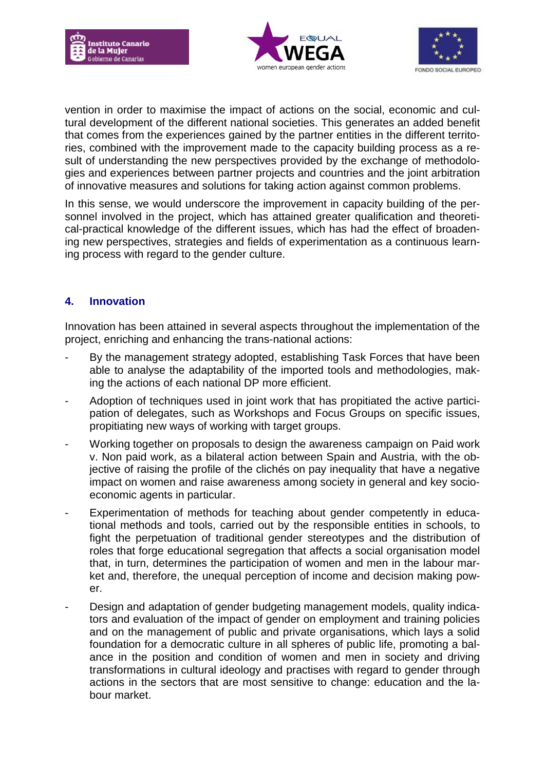vention in order to maximise the impact of actions on the social, economic and cultural development of the different national societies. This generates an added benefit that comes from the experiences gained by the partner entities in the different territories, combined with the improvement made to the capacity building process as a result of understanding the new perspectives provided by the exchange of methodologies and experiences between partner projects and countries and the joint arbitration of innovative measures and solutions for taking action against common problems.

In this sense, we would underscore the improvement in capacity building of the personnel involved in the project, which has attained greater qualification and theoretical-practical knowledge of the different issues, which has had the effect of broadening new perspectives, strategies and fields of experimentation as a continuous learning process with regard to the gender culture.

## 4. Innovation

Innovation has been attained in several aspects throughout the implementation of the project, enriching and enhancing the trans-national actions:

- By the management strategy adopted, establishing Task Forces that have been able to analyse the adaptability of the imported tools and methodologies, making the actions of each national DP more efficient.
- Adoption of techniques used in joint work that has propitiated the active participation of delegates, such as Workshops and Focus Groups on specific issues, propitiating new ways of working with target groups.
- Working together on proposals to design the awareness campaign on Paid work v. Non paid work, as a bilateral action between Spain and Austria, with the objective of raising the profile of the clichés on pay inequality that have a negative impact on women and raise awareness among society in general and key socio-economic agents in particular.
- Experimentation of methods for teaching about gender competently in educational methods and tools, carried out by the responsible entities in schools, to fight the perpetuation of traditional gender stereotypes and the distribution of roles that forge educational segregation that affects a social organisation model that, in turn, determines the participation of women and men in the labour market and, therefore, the unequal perception of income and decision making power.
- Design and adaptation of gender budgeting management models, quality indicators and evaluation of the impact of gender on employment and training policies and on the management of public and private organisations, which lays a solid foundation for a democratic culture in all spheres of public life, promoting a balance in the position and condition of women and men in society and driving transformations in cultural ideology and practises with regard to gender through actions in the sectors that are most sensitive to change: education and the labour market.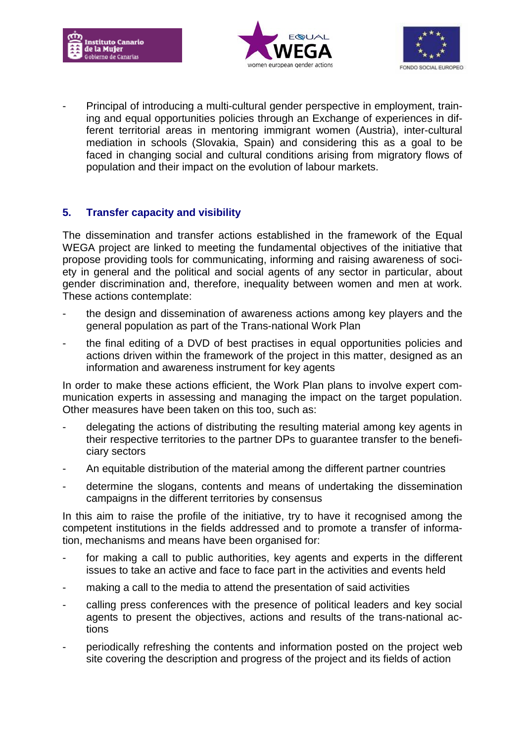- Principal of introducing a multi-cultural gender perspective in employment, training and equal opportunities policies through an Exchange of experiences in different territorial areas in mentoring immigrant women (Austria), inter-cultural mediation in schools (Slovakia, Spain) and considering this as a goal to be faced in changing social and cultural conditions arising from migratory flows of population and their impact on the evolution of labour markets.

## 5. Transfer capacity and visibility

The dissemination and transfer actions established in the framework of the Equal WEGA project are linked to meeting the fundamental objectives of the initiative that propose providing tools for communicating, informing and raising awareness of society in general and the political and social agents of any sector in particular, about gender discrimination and, therefore, inequality between women and men at work. These actions contemplate:

- the design and dissemination of awareness actions among key players and the general population as part of the Trans-national Work Plan
- the final editing of a DVD of best practises in equal opportunities policies and actions driven within the framework of the project in this matter, designed as an information and awareness instrument for key agents

In order to make these actions efficient, the Work Plan plans to involve expert communication experts in assessing and managing the impact on the target population. Other measures have been taken on this too, such as:

- delegating the actions of distributing the resulting material among key agents in their respective territories to the partner DPs to guarantee transfer to the beneficiary sectors
- An equitable distribution of the material among the different partner countries
- determine the slogans, contents and means of undertaking the dissemination campaigns in the different territories by consensus

In this aim to raise the profile of the initiative, try to have it recognised among the competent institutions in the fields addressed and to promote a transfer of information, mechanisms and means have been organised for:

- for making a call to public authorities, key agents and experts in the different issues to take an active and face to face part in the activities and events held
- making a call to the media to attend the presentation of said activities
- calling press conferences with the presence of political leaders and key social agents to present the objectives, actions and results of the trans-national actions
- periodically refreshing the contents and information posted on the project web site covering the description and progress of the project and its fields of action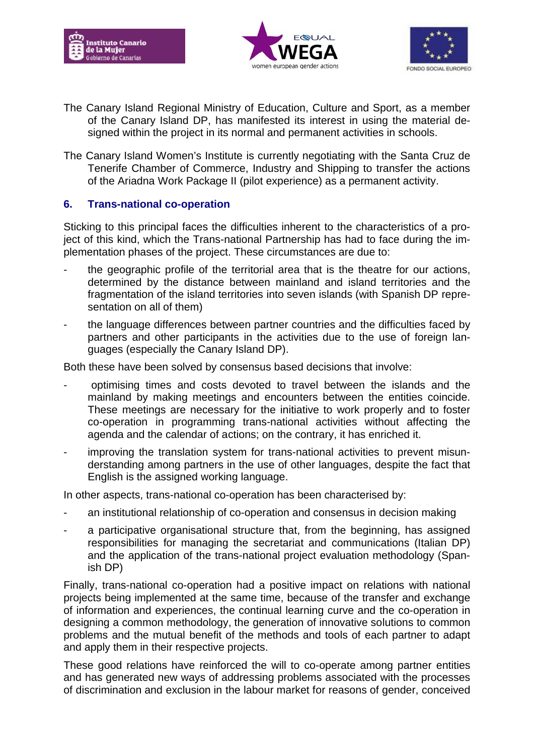The Canary Island Regional Ministry of Education, Culture and Sport, as a member of the Canary Island DP, has manifested its interest in using the material designed within the project in its normal and permanent activities in schools.

The Canary Island Women's Institute is currently negotiating with the Santa Cruz de Tenerife Chamber of Commerce, Industry and Shipping to transfer the actions of the Ariadna Work Package II (pilot experience) as a permanent activity.

## 6. Trans-national co-operation

Sticking to this principal faces the difficulties inherent to the characteristics of a project of this kind, which the Trans-national Partnership has had to face during the implementation phases of the project. These circumstances are due to:

- the geographic profile of the territorial area that is the theatre for our actions, determined by the distance between mainland and island territories and the fragmentation of the island territories into seven islands (with Spanish DP representation on all of them)
- the language differences between partner countries and the difficulties faced by partners and other participants in the activities due to the use of foreign languages (especially the Canary Island DP).

Both these have been solved by consensus based decisions that involve:

- optimising times and costs devoted to travel between the islands and the mainland by making meetings and encounters between the entities coincide. These meetings are necessary for the initiative to work properly and to foster co-operation in programming trans-national activities without affecting the agenda and the calendar of actions; on the contrary, it has enriched it.
- improving the translation system for trans-national activities to prevent misunderstanding among partners in the use of other languages, despite the fact that English is the assigned working language.

In other aspects, trans-national co-operation has been characterised by:

- an institutional relationship of co-operation and consensus in decision making
- a participative organisational structure that, from the beginning, has assigned responsibilities for managing the secretariat and communications (Italian DP) and the application of the trans-national project evaluation methodology (Spanish DP)

Finally, trans-national co-operation had a positive impact on relations with national projects being implemented at the same time, because of the transfer and exchange of information and experiences, the continual learning curve and the co-operation in designing a common methodology, the generation of innovative solutions to common problems and the mutual benefit of the methods and tools of each partner to adapt and apply them in their respective projects.

These good relations have reinforced the will to co-operate among partner entities and has generated new ways of addressing problems associated with the processes of discrimination and exclusion in the labour market for reasons of gender, conceived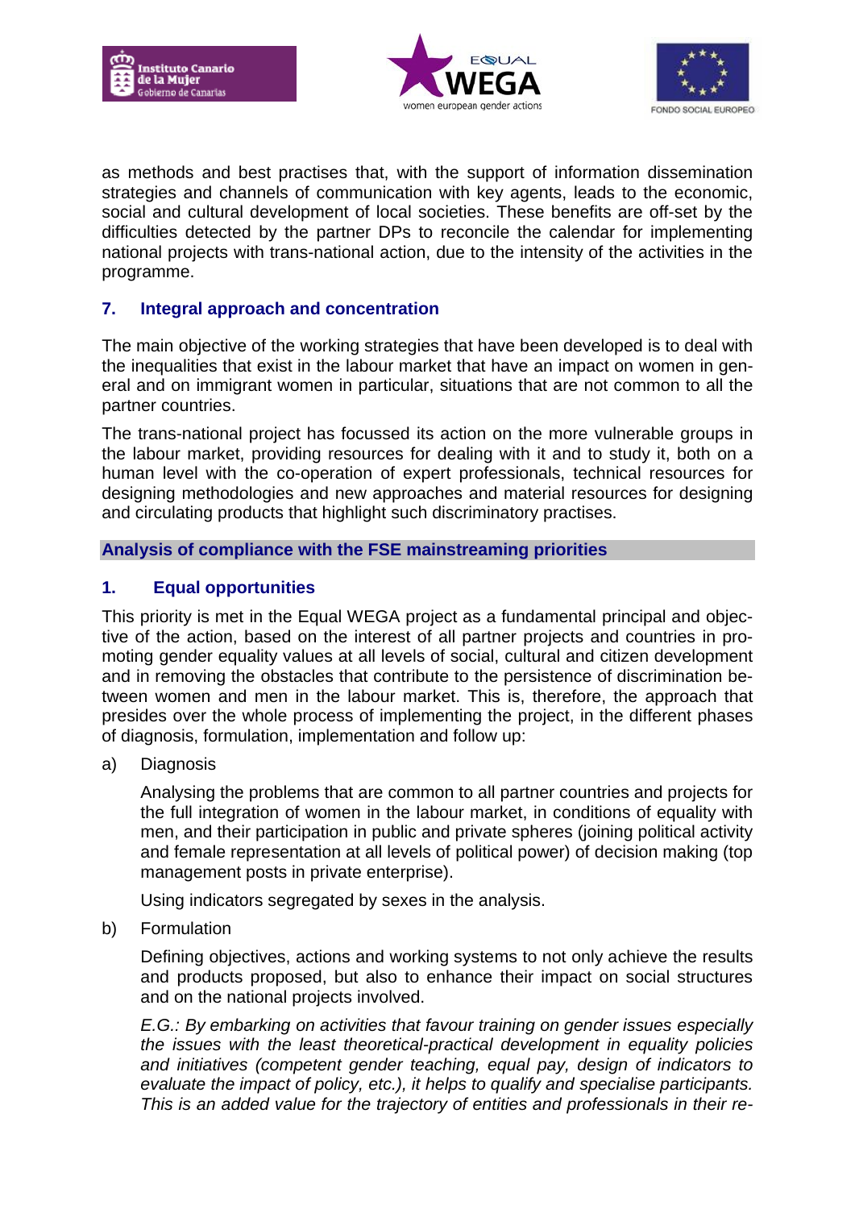as methods and best practises that, with the support of information dissemination strategies and channels of communication with key agents, leads to the economic, social and cultural development of local societies. These benefits are off-set by the difficulties detected by the partner DPs to reconcile the calendar for implementing national projects with trans-national action, due to the intensity of the activities in the programme.

## 7. Integral approach and concentration

The main objective of the working strategies that have been developed is to deal with the inequalities that exist in the labour market that have an impact on women in general and on immigrant women in particular, situations that are not common to all the partner countries.

The trans-national project has focussed its action on the more vulnerable groups in the labour market, providing resources for dealing with it and to study it, both on a human level with the co-operation of expert professionals, technical resources for designing methodologies and new approaches and material resources for designing and circulating products that highlight such discriminatory practises.

## Analysis of compliance with the FSE mainstreaming priorities

## 1. Equal opportunities

This priority is met in the Equal WEGA project as a fundamental principal and objective of the action, based on the interest of all partner projects and countries in promoting gender equality values at all levels of social, cultural and citizen development and in removing the obstacles that contribute to the persistence of discrimination between women and men in the labour market. This is, therefore, the approach that presides over the whole process of implementing the project, in the different phases of diagnosis, formulation, implementation and follow up:

a) Diagnosis

Analysing the problems that are common to all partner countries and projects for the full integration of women in the labour market, in conditions of equality with men, and their participation in public and private spheres (joining political activity and female representation at all levels of political power) of decision making (top management posts in private enterprise).

Using indicators segregated by sexes in the analysis.

b) Formulation

Defining objectives, actions and working systems to not only achieve the results and products proposed, but also to enhance their impact on social structures and on the national projects involved.

*E.G.: By embarking on activities that favour training on gender issues especially the issues with the least theoretical-practical development in equality policies and initiatives (competent gender teaching, equal pay, design of indicators to evaluate the impact of policy, etc.), it helps to qualify and specialise participants. This is an added value for the trajectory of entities and professionals in their re-*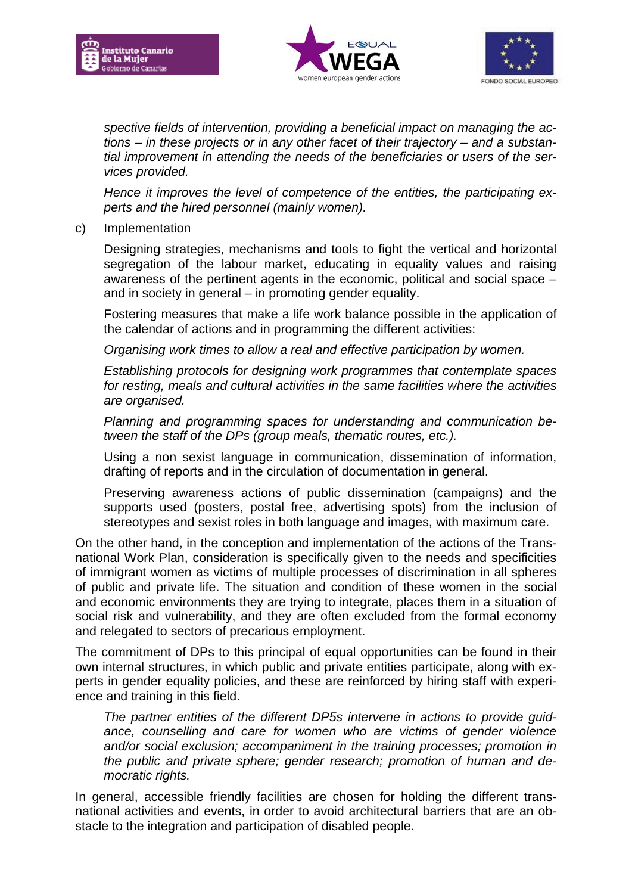*spective fields of intervention, providing a beneficial impact on managing the actions – in these projects or in any other facet of their trajectory – and a substantial improvement in attending the needs of the beneficiaries or users of the services provided.*

*Hence it improves the level of competence of the entities, the participating experts and the hired personnel (mainly women).*

c) Implementation

Designing strategies, mechanisms and tools to fight the vertical and horizontal segregation of the labour market, educating in equality values and raising awareness of the pertinent agents in the economic, political and social space – and in society in general – in promoting gender equality.

Fostering measures that make a life work balance possible in the application of the calendar of actions and in programming the different activities:

*Organising work times to allow a real and effective participation by women.*

*Establishing protocols for designing work programmes that contemplate spaces for resting, meals and cultural activities in the same facilities where the activities are organised.*

*Planning and programming spaces for understanding and communication between the staff of the DPs (group meals, thematic routes, etc.).*

Using a non sexist language in communication, dissemination of information, drafting of reports and in the circulation of documentation in general.

Preserving awareness actions of public dissemination (campaigns) and the supports used (posters, postal free, advertising spots) from the inclusion of stereotypes and sexist roles in both language and images, with maximum care.

On the other hand, in the conception and implementation of the actions of the Transnational Work Plan, consideration is specifically given to the needs and specificities of immigrant women as victims of multiple processes of discrimination in all spheres of public and private life. The situation and condition of these women in the social and economic environments they are trying to integrate, places them in a situation of social risk and vulnerability, and they are often excluded from the formal economy and relegated to sectors of precarious employment.

The commitment of DPs to this principal of equal opportunities can be found in their own internal structures, in which public and private entities participate, along with experts in gender equality policies, and these are reinforced by hiring staff with experience and training in this field.

*The partner entities of the different DP5s intervene in actions to provide guidance, counselling and care for women who are victims of gender violence and/or social exclusion; accompaniment in the training processes; promotion in the public and private sphere; gender research; promotion of human and democratic rights.*

In general, accessible friendly facilities are chosen for holding the different transnational activities and events, in order to avoid architectural barriers that are an obstacle to the integration and participation of disabled people.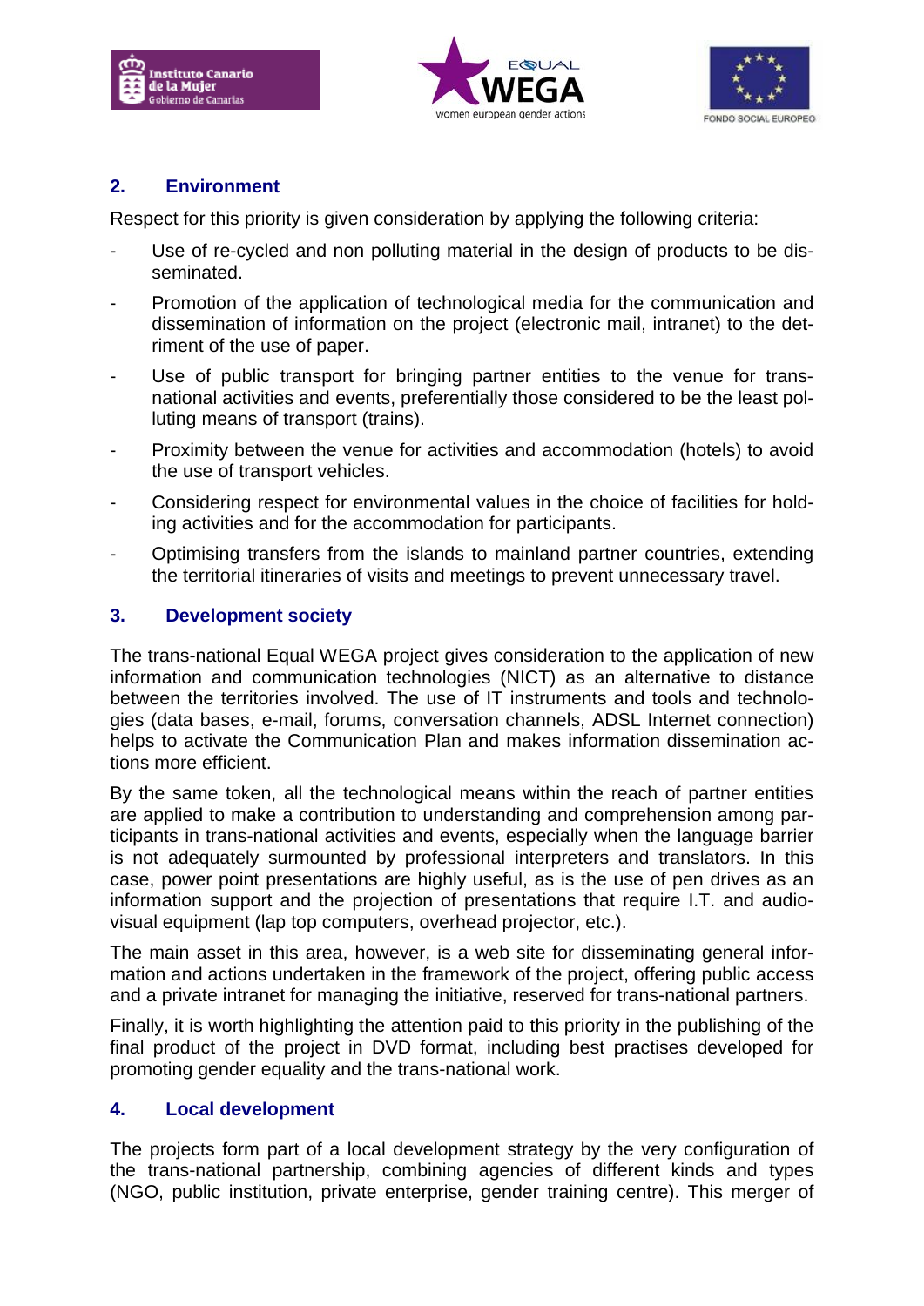## 2. Environment

Respect for this priority is given consideration by applying the following criteria:

- Use of re-cycled and non polluting material in the design of products to be disseminated.
- Promotion of the application of technological media for the communication and dissemination of information on the project (electronic mail, intranet) to the detriment of the use of paper.
- Use of public transport for bringing partner entities to the venue for trans-national activities and events, preferentially those considered to be the least polluting means of transport (trains).
- Proximity between the venue for activities and accommodation (hotels) to avoid the use of transport vehicles.
- Considering respect for environmental values in the choice of facilities for holding activities and for the accommodation for participants.
- Optimising transfers from the islands to mainland partner countries, extending the territorial itineraries of visits and meetings to prevent unnecessary travel.

## 3. Development society

The trans-national Equal WEGA project gives consideration to the application of new information and communication technologies (NICT) as an alternative to distance between the territories involved. The use of IT instruments and tools and technologies (data bases, e-mail, forums, conversation channels, ADSL Internet connection) helps to activate the Communication Plan and makes information dissemination actions more efficient.

By the same token, all the technological means within the reach of partner entities are applied to make a contribution to understanding and comprehension among participants in trans-national activities and events, especially when the language barrier is not adequately surmounted by professional interpreters and translators. In this case, power point presentations are highly useful, as is the use of pen drives as an information support and the projection of presentations that require I.T. and audio-visual equipment (lap top computers, overhead projector, etc.).

The main asset in this area, however, is a web site for disseminating general information and actions undertaken in the framework of the project, offering public access and a private intranet for managing the initiative, reserved for trans-national partners.

Finally, it is worth highlighting the attention paid to this priority in the publishing of the final product of the project in DVD format, including best practises developed for promoting gender equality and the trans-national work.

## 4. Local development

The projects form part of a local development strategy by the very configuration of the trans-national partnership, combining agencies of different kinds and types (NGO, public institution, private enterprise, gender training centre). This merger of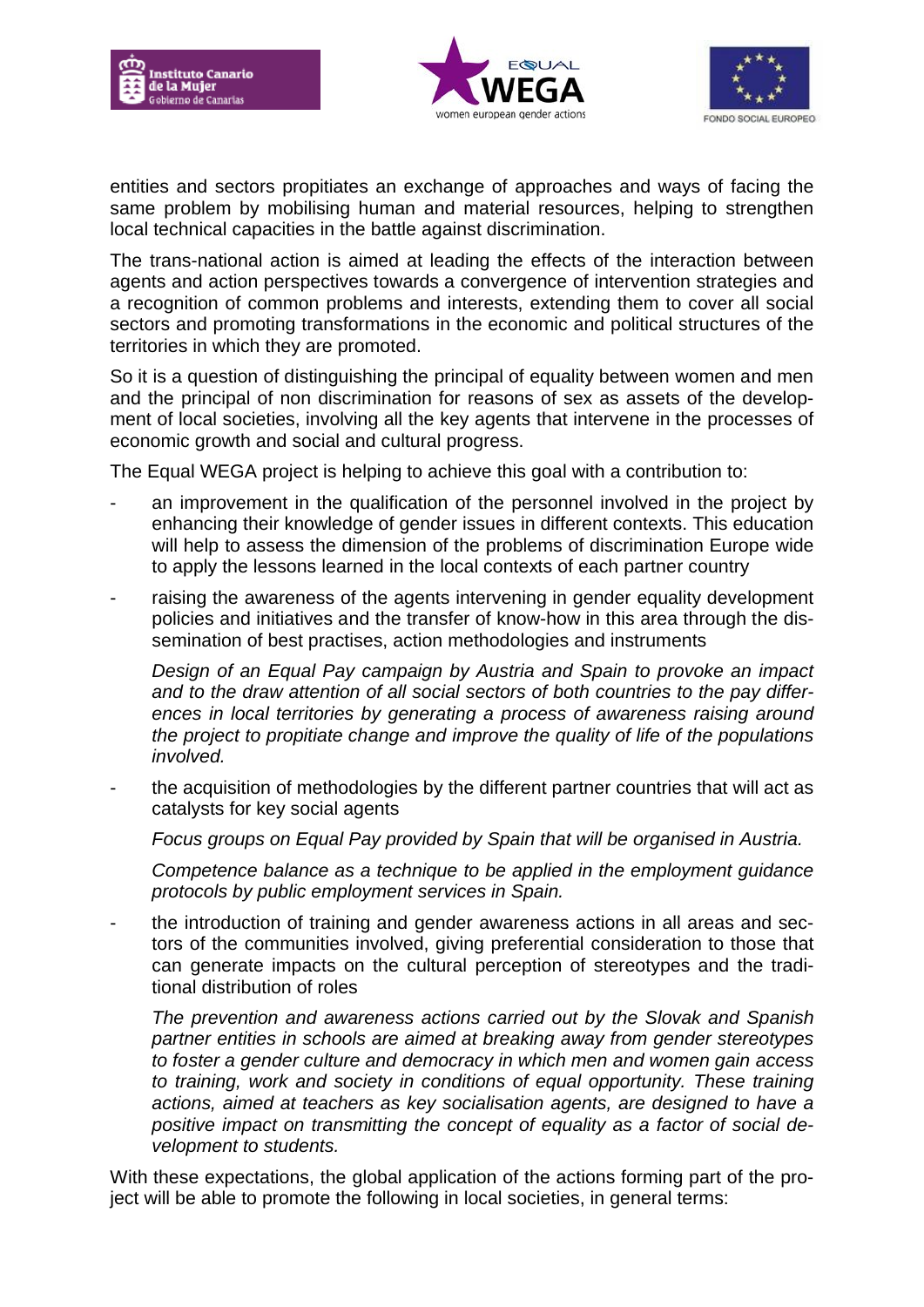entities and sectors propitiates an exchange of approaches and ways of facing the same problem by mobilising human and material resources, helping to strengthen local technical capacities in the battle against discrimination.

The trans-national action is aimed at leading the effects of the interaction between agents and action perspectives towards a convergence of intervention strategies and a recognition of common problems and interests, extending them to cover all social sectors and promoting transformations in the economic and political structures of the territories in which they are promoted.

So it is a question of distinguishing the principal of equality between women and men and the principal of non discrimination for reasons of sex as assets of the development of local societies, involving all the key agents that intervene in the processes of economic growth and social and cultural progress.

The Equal WEGA project is helping to achieve this goal with a contribution to:

- an improvement in the qualification of the personnel involved in the project by enhancing their knowledge of gender issues in different contexts. This education will help to assess the dimension of the problems of discrimination Europe wide to apply the lessons learned in the local contexts of each partner country

- raising the awareness of the agents intervening in gender equality development policies and initiatives and the transfer of know-how in this area through the dissemination of best practises, action methodologies and instruments

  *Design of an Equal Pay campaign by Austria and Spain to provoke an impact and to the draw attention of all social sectors of both countries to the pay differences in local territories by generating a process of awareness raising around the project to propitiate change and improve the quality of life of the populations involved.*

- the acquisition of methodologies by the different partner countries that will act as catalysts for key social agents

  *Focus groups on Equal Pay provided by Spain that will be organised in Austria.*

  *Competence balance as a technique to be applied in the employment guidance protocols by public employment services in Spain.*

- the introduction of training and gender awareness actions in all areas and sectors of the communities involved, giving preferential consideration to those that can generate impacts on the cultural perception of stereotypes and the traditional distribution of roles

  *The prevention and awareness actions carried out by the Slovak and Spanish partner entities in schools are aimed at breaking away from gender stereotypes to foster a gender culture and democracy in which men and women gain access to training, work and society in conditions of equal opportunity. These training actions, aimed at teachers as key socialisation agents, are designed to have a positive impact on transmitting the concept of equality as a factor of social development to students.*

With these expectations, the global application of the actions forming part of the project will be able to promote the following in local societies, in general terms: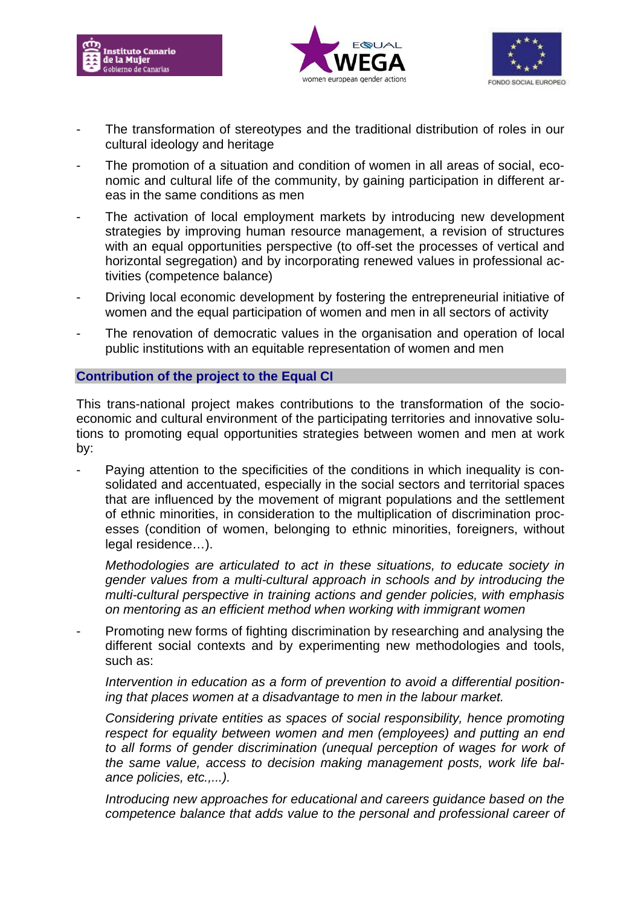- The transformation of stereotypes and the traditional distribution of roles in our cultural ideology and heritage
- The promotion of a situation and condition of women in all areas of social, economic and cultural life of the community, by gaining participation in different areas in the same conditions as men
- The activation of local employment markets by introducing new development strategies by improving human resource management, a revision of structures with an equal opportunities perspective (to off-set the processes of vertical and horizontal segregation) and by incorporating renewed values in professional activities (competence balance)
- Driving local economic development by fostering the entrepreneurial initiative of women and the equal participation of women and men in all sectors of activity
- The renovation of democratic values in the organisation and operation of local public institutions with an equitable representation of women and men

## Contribution of the project to the Equal CI

This trans-national project makes contributions to the transformation of the socio-economic and cultural environment of the participating territories and innovative solutions to promoting equal opportunities strategies between women and men at work by:

- Paying attention to the specificities of the conditions in which inequality is consolidated and accentuated, especially in the social sectors and territorial spaces that are influenced by the movement of migrant populations and the settlement of ethnic minorities, in consideration to the multiplication of discrimination processes (condition of women, belonging to ethnic minorities, foreigners, without legal residence…).

  *Methodologies are articulated to act in these situations, to educate society in gender values from a multi-cultural approach in schools and by introducing the multi-cultural perspective in training actions and gender policies, with emphasis on mentoring as an efficient method when working with immigrant women*

- Promoting new forms of fighting discrimination by researching and analysing the different social contexts and by experimenting new methodologies and tools, such as:

  *Intervention in education as a form of prevention to avoid a differential positioning that places women at a disadvantage to men in the labour market.*

  *Considering private entities as spaces of social responsibility, hence promoting respect for equality between women and men (employees) and putting an end to all forms of gender discrimination (unequal perception of wages for work of the same value, access to decision making management posts, work life balance policies, etc.,...).*

  *Introducing new approaches for educational and careers guidance based on the competence balance that adds value to the personal and professional career of*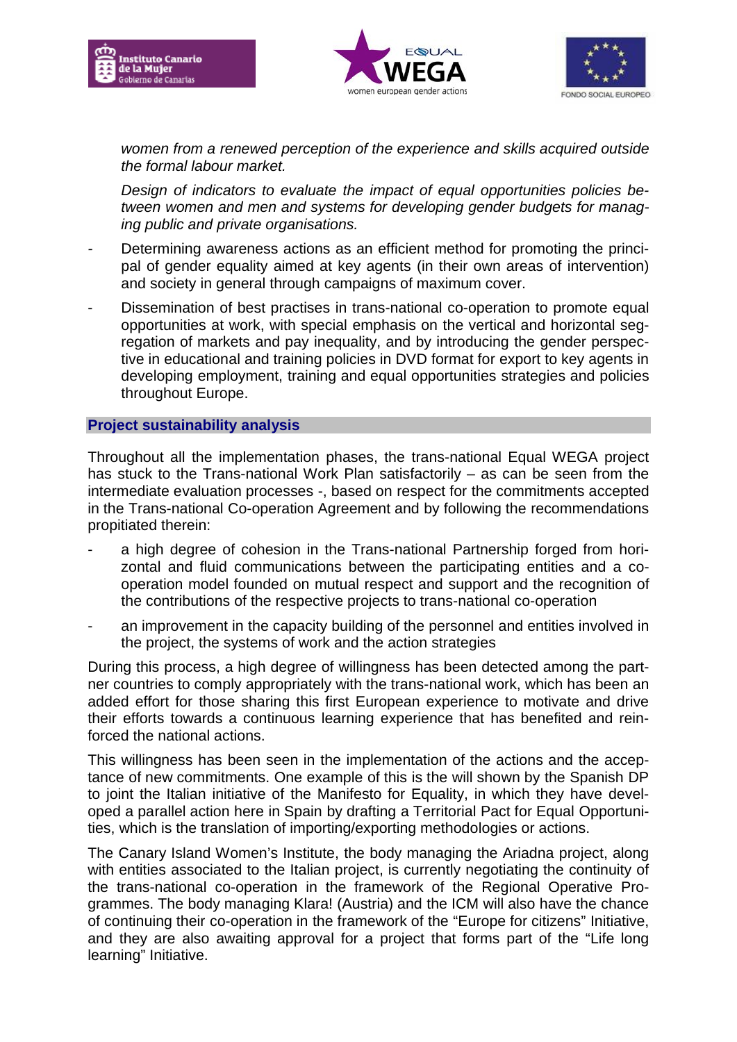*women from a renewed perception of the experience and skills acquired outside the formal labour market.*

*Design of indicators to evaluate the impact of equal opportunities policies between women and men and systems for developing gender budgets for managing public and private organisations.*

- Determining awareness actions as an efficient method for promoting the principal of gender equality aimed at key agents (in their own areas of intervention) and society in general through campaigns of maximum cover.
- Dissemination of best practises in trans-national co-operation to promote equal opportunities at work, with special emphasis on the vertical and horizontal segregation of markets and pay inequality, and by introducing the gender perspective in educational and training policies in DVD format for export to key agents in developing employment, training and equal opportunities strategies and policies throughout Europe.

## Project sustainability analysis

Throughout all the implementation phases, the trans-national Equal WEGA project has stuck to the Trans-national Work Plan satisfactorily – as can be seen from the intermediate evaluation processes -, based on respect for the commitments accepted in the Trans-national Co-operation Agreement and by following the recommendations propitiated therein:

- a high degree of cohesion in the Trans-national Partnership forged from horizontal and fluid communications between the participating entities and a co-operation model founded on mutual respect and support and the recognition of the contributions of the respective projects to trans-national co-operation
- an improvement in the capacity building of the personnel and entities involved in the project, the systems of work and the action strategies

During this process, a high degree of willingness has been detected among the partner countries to comply appropriately with the trans-national work, which has been an added effort for those sharing this first European experience to motivate and drive their efforts towards a continuous learning experience that has benefited and reinforced the national actions.

This willingness has been seen in the implementation of the actions and the acceptance of new commitments. One example of this is the will shown by the Spanish DP to joint the Italian initiative of the Manifesto for Equality, in which they have developed a parallel action here in Spain by drafting a Territorial Pact for Equal Opportunities, which is the translation of importing/exporting methodologies or actions.

The Canary Island Women's Institute, the body managing the Ariadna project, along with entities associated to the Italian project, is currently negotiating the continuity of the trans-national co-operation in the framework of the Regional Operative Programmes. The body managing Klara! (Austria) and the ICM will also have the chance of continuing their co-operation in the framework of the "Europe for citizens" Initiative, and they are also awaiting approval for a project that forms part of the "Life long learning" Initiative.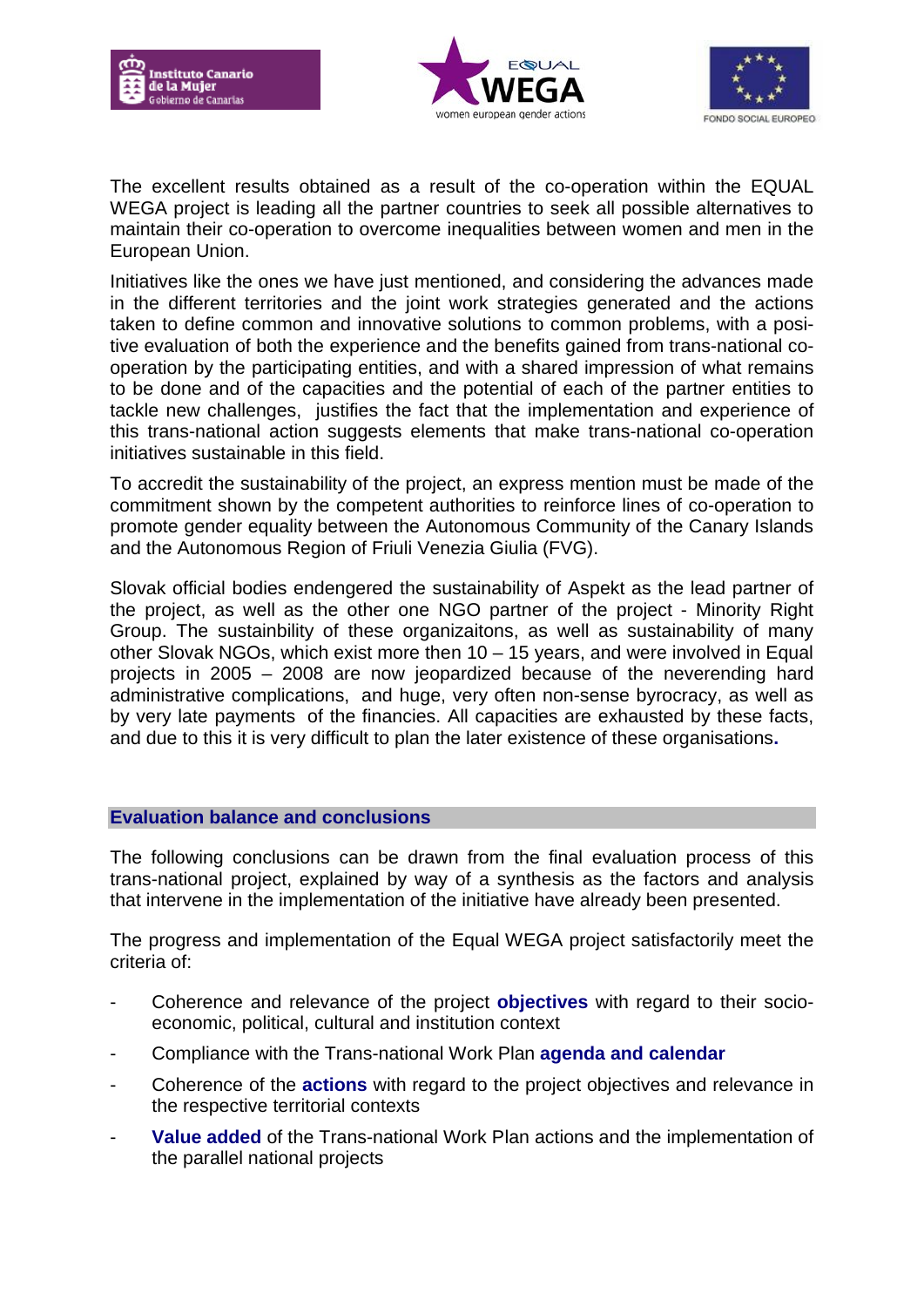The excellent results obtained as a result of the co-operation within the EQUAL WEGA project is leading all the partner countries to seek all possible alternatives to maintain their co-operation to overcome inequalities between women and men in the European Union.

Initiatives like the ones we have just mentioned, and considering the advances made in the different territories and the joint work strategies generated and the actions taken to define common and innovative solutions to common problems, with a positive evaluation of both the experience and the benefits gained from trans-national co-operation by the participating entities, and with a shared impression of what remains to be done and of the capacities and the potential of each of the partner entities to tackle new challenges, justifies the fact that the implementation and experience of this trans-national action suggests elements that make trans-national co-operation initiatives sustainable in this field.

To accredit the sustainability of the project, an express mention must be made of the commitment shown by the competent authorities to reinforce lines of co-operation to promote gender equality between the Autonomous Community of the Canary Islands and the Autonomous Region of Friuli Venezia Giulia (FVG).

Slovak official bodies endengered the sustainability of Aspekt as the lead partner of the project, as well as the other one NGO partner of the project - Minority Right Group. The sustainbility of these organizaitons, as well as sustainability of many other Slovak NGOs, which exist more then 10 – 15 years, and were involved in Equal projects in 2005 – 2008 are now jeopardized because of the neverending hard administrative complications, and huge, very often non-sense byrocracy, as well as by very late payments of the financies. All capacities are exhausted by these facts, and due to this it is very difficult to plan the later existence of these organisations**.**

## Evaluation balance and conclusions

The following conclusions can be drawn from the final evaluation process of this trans-national project, explained by way of a synthesis as the factors and analysis that intervene in the implementation of the initiative have already been presented.

The progress and implementation of the Equal WEGA project satisfactorily meet the criteria of:

- Coherence and relevance of the project **objectives** with regard to their socio-economic, political, cultural and institution context
- Compliance with the Trans-national Work Plan **agenda and calendar**
- Coherence of the **actions** with regard to the project objectives and relevance in the respective territorial contexts
- **Value added** of the Trans-national Work Plan actions and the implementation of the parallel national projects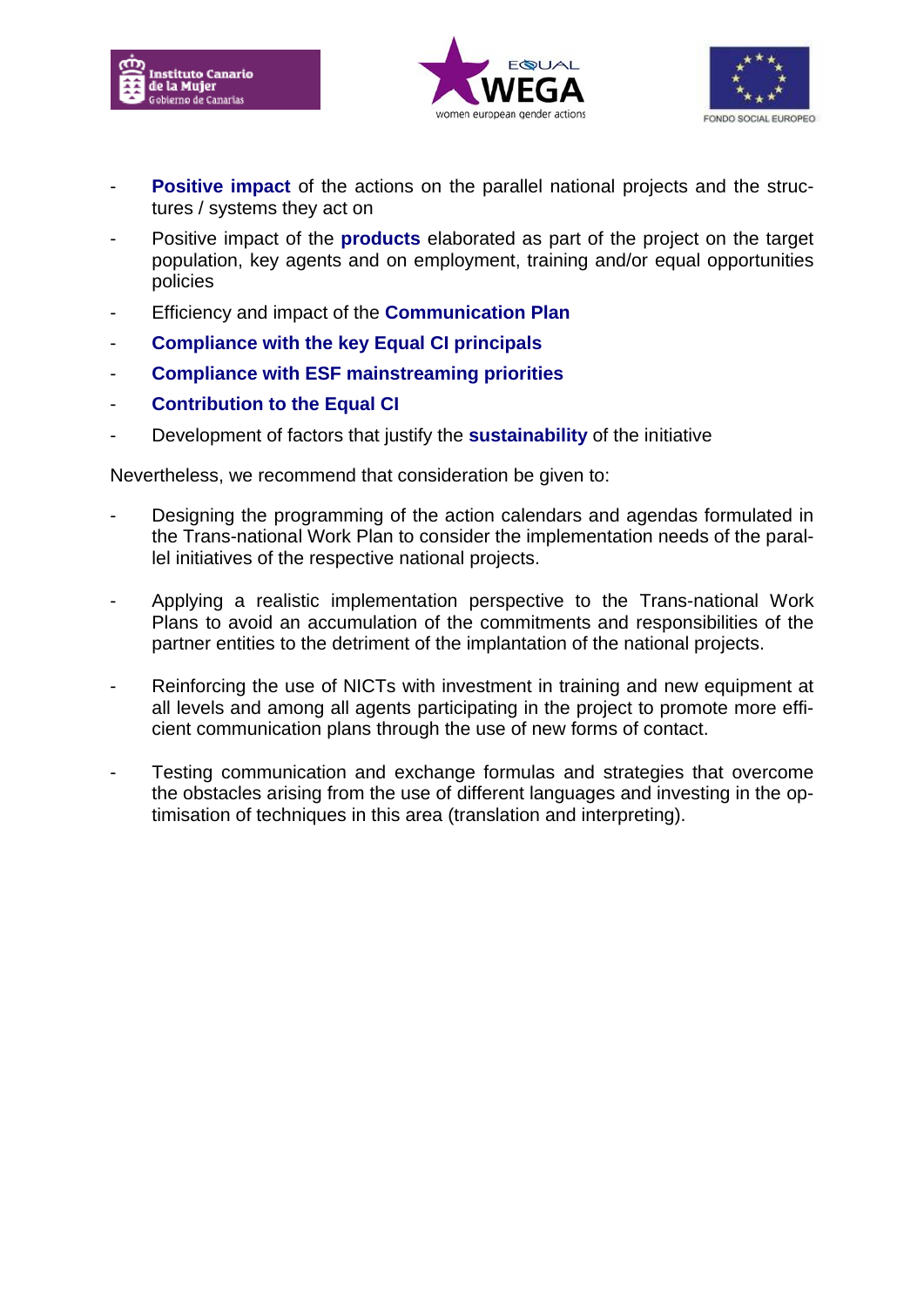- **Positive impact** of the actions on the parallel national projects and the structures / systems they act on
- Positive impact of the **products** elaborated as part of the project on the target population, key agents and on employment, training and/or equal opportunities policies
- Efficiency and impact of the **Communication Plan**
- **Compliance with the key Equal CI principals**
- **Compliance with ESF mainstreaming priorities**
- **Contribution to the Equal CI**
- Development of factors that justify the **sustainability** of the initiative

Nevertheless, we recommend that consideration be given to:

- Designing the programming of the action calendars and agendas formulated in the Trans-national Work Plan to consider the implementation needs of the parallel initiatives of the respective national projects.

- Applying a realistic implementation perspective to the Trans-national Work Plans to avoid an accumulation of the commitments and responsibilities of the partner entities to the detriment of the implantation of the national projects.

- Reinforcing the use of NICTs with investment in training and new equipment at all levels and among all agents participating in the project to promote more efficient communication plans through the use of new forms of contact.

- Testing communication and exchange formulas and strategies that overcome the obstacles arising from the use of different languages and investing in the optimisation of techniques in this area (translation and interpreting).